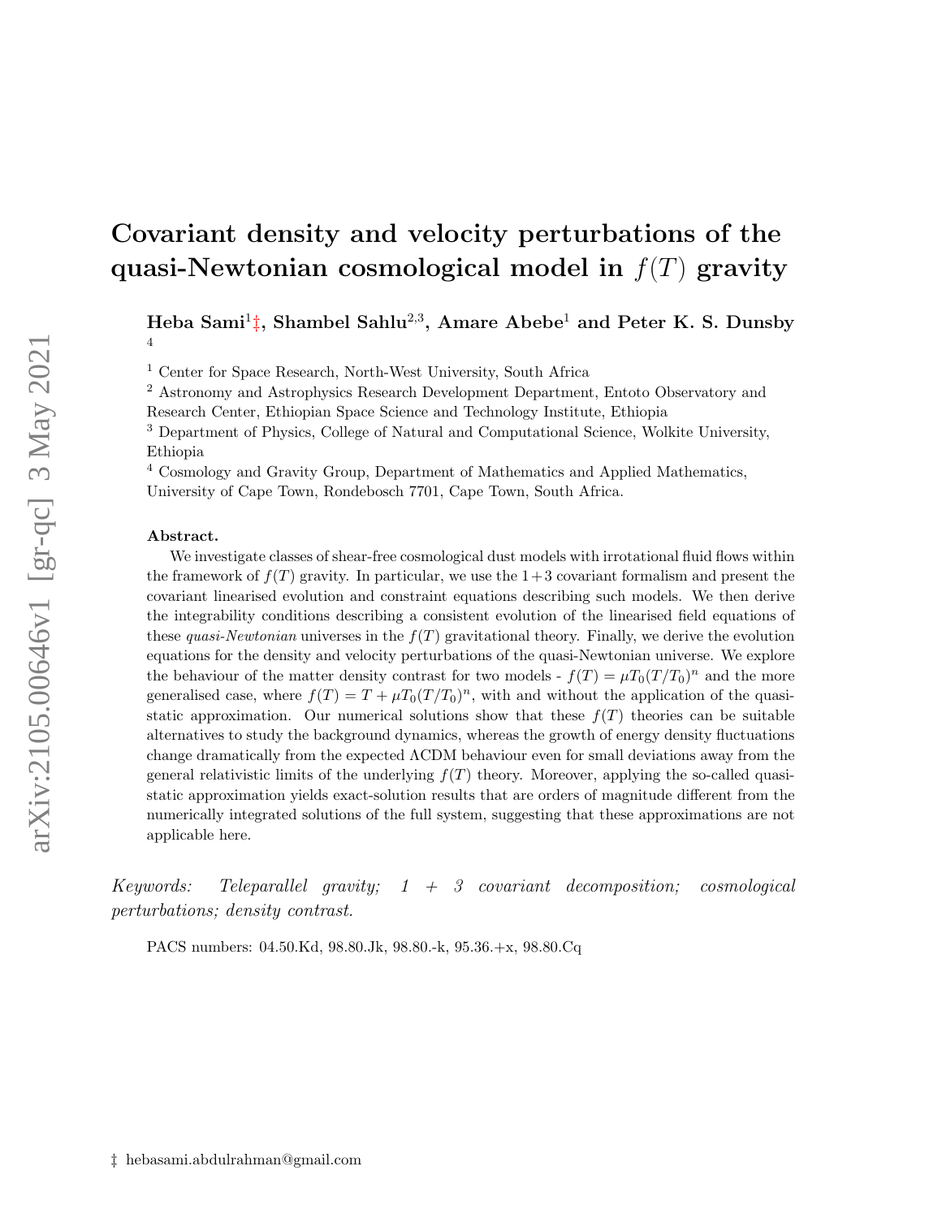# Covariant density and velocity perturbations of the quasi-Newtonian cosmological model in $f(T)$ gravity

**Heba Sami[1]‡, Shambel Sahlu[2,3], Amare Abebe[1] and Peter K. S. Dunsby[4]**

[1] Center for Space Research, North-West University, South Africa

[2] Astronomy and Astrophysics Research Development Department, Entoto Observatory and Research Center, Ethiopian Space Science and Technology Institute, Ethiopia

[3] Department of Physics, College of Natural and Computational Science, Wolkite University, Ethiopia

[4] Cosmology and Gravity Group, Department of Mathematics and Applied Mathematics, University of Cape Town, Rondebosch 7701, Cape Town, South Africa.

**Abstract.** We investigate classes of shear-free cosmological dust models with irrotational fluid flows within the framework of $f(T)$ gravity. In particular, we use the $1+3$ covariant formalism and present the covariant linearised evolution and constraint equations describing such models. We then derive the integrability conditions describing a consistent evolution of the linearised field equations of these *quasi-Newtonian* universes in the $f(T)$ gravitational theory. Finally, we derive the evolution equations for the density and velocity perturbations of the quasi-Newtonian universe. We explore the behaviour of the matter density contrast for two models - $f(T) = \mu T_0(T/T_0)^n$ and the more generalised case, where $f(T) = T + \mu T_0(T/T_0)^n$, with and without the application of the quasi-static approximation. Our numerical solutions show that these $f(T)$ theories can be suitable alternatives to study the background dynamics, whereas the growth of energy density fluctuations change dramatically from the expected ΛCDM behaviour even for small deviations away from the general relativistic limits of the underlying $f(T)$ theory. Moreover, applying the so-called quasi-static approximation yields exact-solution results that are orders of magnitude different from the numerically integrated solutions of the full system, suggesting that these approximations are not applicable here.

*Keywords: Teleparallel gravity; 1 + 3 covariant decomposition; cosmological perturbations; density contrast.*

PACS numbers: 04.50.Kd, 98.80.Jk, 98.80.-k, 95.36.+x, 98.80.Cq

‡ hebasami.abdulrahman@gmail.com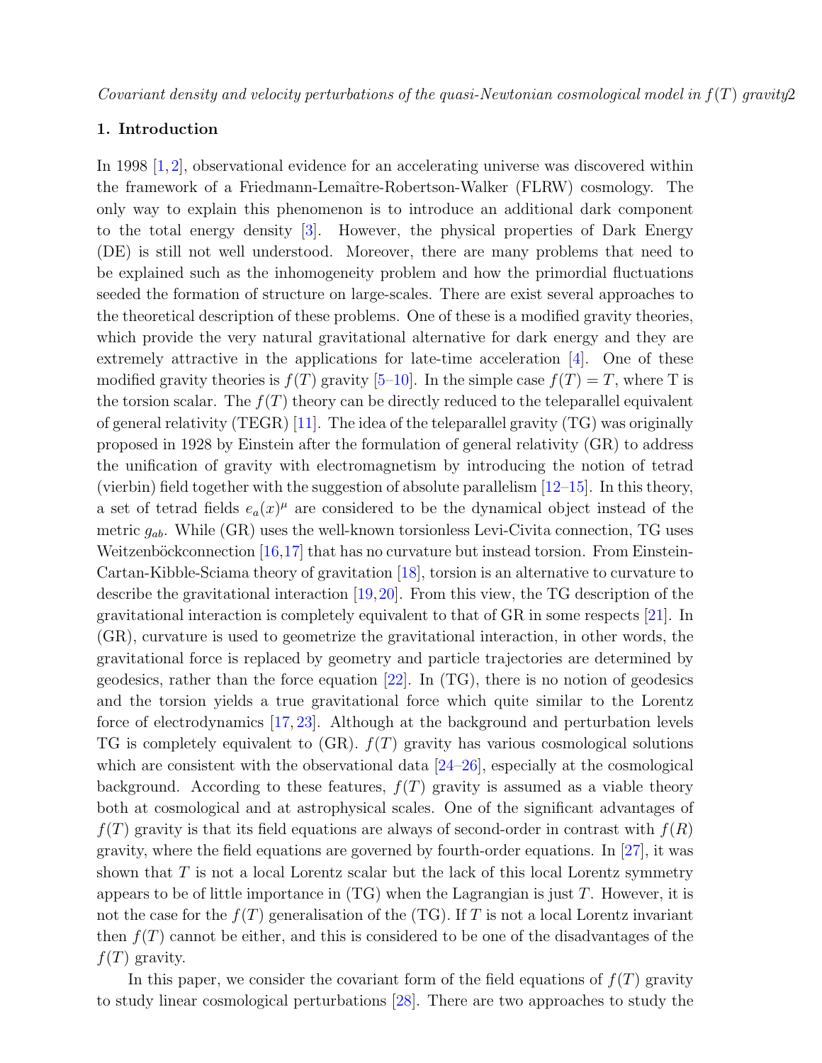## 1. Introduction

In 1998 [1, 2], observational evidence for an accelerating universe was discovered within the framework of a Friedmann-Lemaître-Robertson-Walker (FLRW) cosmology. The only way to explain this phenomenon is to introduce an additional dark component to the total energy density [3]. However, the physical properties of Dark Energy (DE) is still not well understood. Moreover, there are many problems that need to be explained such as the inhomogeneity problem and how the primordial fluctuations seeded the formation of structure on large-scales. There are exist several approaches to the theoretical description of these problems. One of these is a modified gravity theories, which provide the very natural gravitational alternative for dark energy and they are extremely attractive in the applications for late-time acceleration [4]. One of these modified gravity theories is $f(T)$ gravity [5–10]. In the simple case $f(T) = T$, where T is the torsion scalar. The $f(T)$ theory can be directly reduced to the teleparallel equivalent of general relativity (TEGR) [11]. The idea of the teleparallel gravity (TG) was originally proposed in 1928 by Einstein after the formulation of general relativity (GR) to address the unification of gravity with electromagnetism by introducing the notion of tetrad (vierbin) field together with the suggestion of absolute parallelism [12–15]. In this theory, a set of tetrad fields $e_a(x)^\mu$ are considered to be the dynamical object instead of the metric $g_{ab}$. While (GR) uses the well-known torsionless Levi-Civita connection, TG uses Weitzenböckconnection [16,17] that has no curvature but instead torsion. From Einstein-Cartan-Kibble-Sciama theory of gravitation [18], torsion is an alternative to curvature to describe the gravitational interaction [19,20]. From this view, the TG description of the gravitational interaction is completely equivalent to that of GR in some respects [21]. In (GR), curvature is used to geometrize the gravitational interaction, in other words, the gravitational force is replaced by geometry and particle trajectories are determined by geodesics, rather than the force equation [22]. In (TG), there is no notion of geodesics and the torsion yields a true gravitational force which quite similar to the Lorentz force of electrodynamics [17, 23]. Although at the background and perturbation levels TG is completely equivalent to (GR). $f(T)$ gravity has various cosmological solutions which are consistent with the observational data [24–26], especially at the cosmological background. According to these features, $f(T)$ gravity is assumed as a viable theory both at cosmological and at astrophysical scales. One of the significant advantages of $f(T)$ gravity is that its field equations are always of second-order in contrast with $f(R)$ gravity, where the field equations are governed by fourth-order equations. In [27], it was shown that $T$ is not a local Lorentz scalar but the lack of this local Lorentz symmetry appears to be of little importance in (TG) when the Lagrangian is just $T$. However, it is not the case for the $f(T)$ generalisation of the (TG). If $T$ is not a local Lorentz invariant then $f(T)$ cannot be either, and this is considered to be one of the disadvantages of the $f(T)$ gravity.

In this paper, we consider the covariant form of the field equations of $f(T)$ gravity to study linear cosmological perturbations [28]. There are two approaches to study the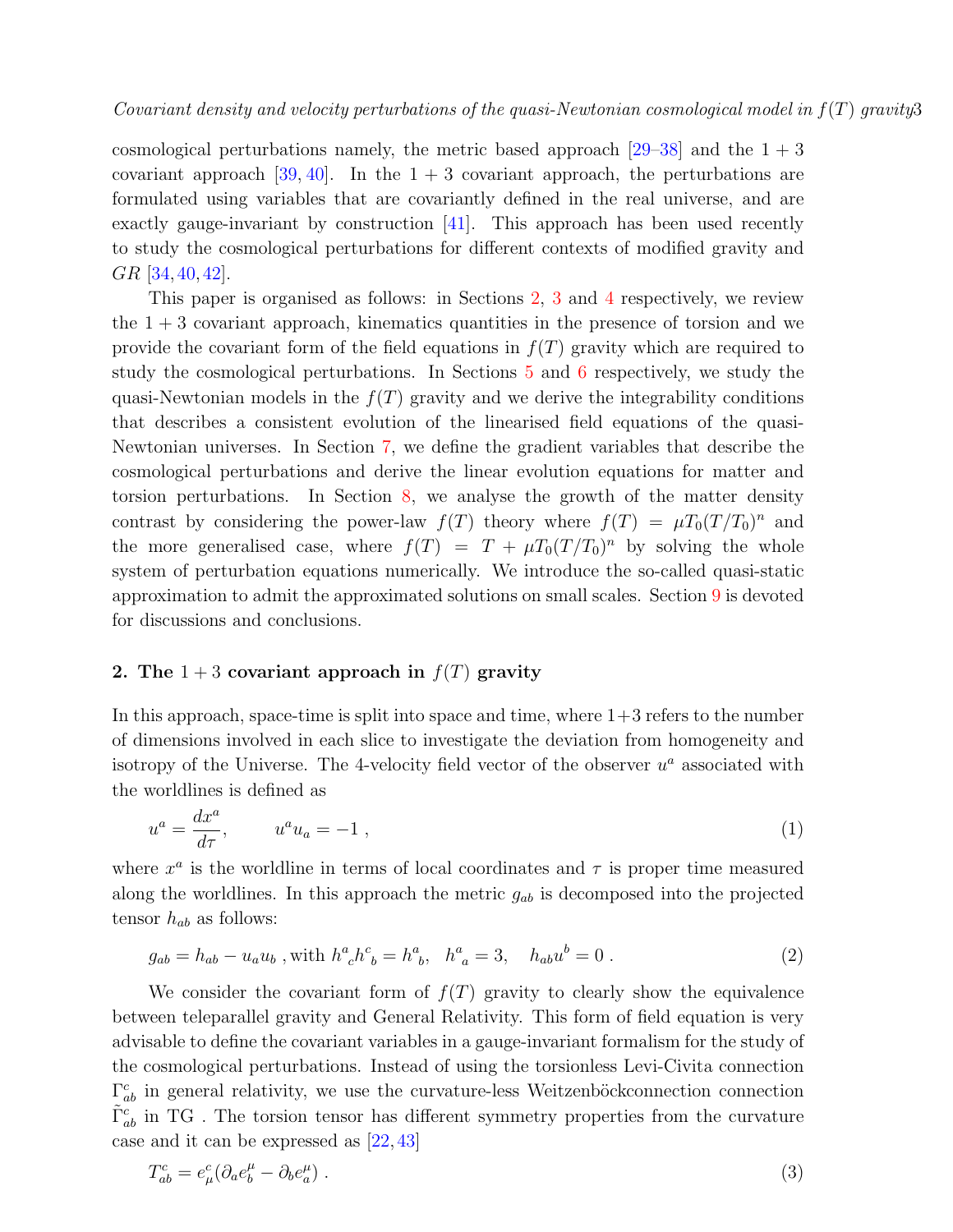cosmological perturbations namely, the metric based approach [29–38] and the $1+3$ covariant approach [39, 40]. In the $1+3$ covariant approach, the perturbations are formulated using variables that are covariantly defined in the real universe, and are exactly gauge-invariant by construction [41]. This approach has been used recently to study the cosmological perturbations for different contexts of modified gravity and *GR* [34, 40, 42].

This paper is organised as follows: in Sections 2, 3 and 4 respectively, we review the $1+3$ covariant approach, kinematics quantities in the presence of torsion and we provide the covariant form of the field equations in $f(T)$ gravity which are required to study the cosmological perturbations. In Sections 5 and 6 respectively, we study the quasi-Newtonian models in the $f(T)$ gravity and we derive the integrability conditions that describes a consistent evolution of the linearised field equations of the quasi-Newtonian universes. In Section 7, we define the gradient variables that describe the cosmological perturbations and derive the linear evolution equations for matter and torsion perturbations. In Section 8, we analyse the growth of the matter density contrast by considering the power-law $f(T)$ theory where $f(T) = \mu T_0(T/T_0)^n$ and the more generalised case, where $f(T) = T + \mu T_0(T/T_0)^n$ by solving the whole system of perturbation equations numerically. We introduce the so-called quasi-static approximation to admit the approximated solutions on small scales. Section 9 is devoted for discussions and conclusions.

## 2. The $1+3$ covariant approach in $f(T)$ gravity

In this approach, space-time is split into space and time, where $1+3$ refers to the number of dimensions involved in each slice to investigate the deviation from homogeneity and isotropy of the Universe. The 4-velocity field vector of the observer $u^a$ associated with the worldlines is defined as

$$u^a = \frac{dx^a}{d\tau}, \qquad u^a u_a = -1 \,, \tag{1}$$

where $x^a$ is the worldline in terms of local coordinates and $\tau$ is proper time measured along the worldlines. In this approach the metric $g_{ab}$ is decomposed into the projected tensor $h_{ab}$ as follows:

$$g_{ab} = h_{ab} - u_a u_b \text{ , with } h^a{}_c h^c{}_b = h^a{}_b, \quad h^a{}_a = 3, \quad h_{ab} u^b = 0 \,. \tag{2}$$

We consider the covariant form of $f(T)$ gravity to clearly show the equivalence between teleparallel gravity and General Relativity. This form of field equation is very advisable to define the covariant variables in a gauge-invariant formalism for the study of the cosmological perturbations. Instead of using the torsionless Levi-Civita connection $\Gamma^c_{ab}$ in general relativity, we use the curvature-less Weitzenböckconnection connection $\tilde{\Gamma}^c_{ab}$ in TG . The torsion tensor has different symmetry properties from the curvature case and it can be expressed as [22, 43]

$$T^c_{ab} = e^c_\mu(\partial_a e^\mu_b - \partial_b e^\mu_a) \,. \tag{3}$$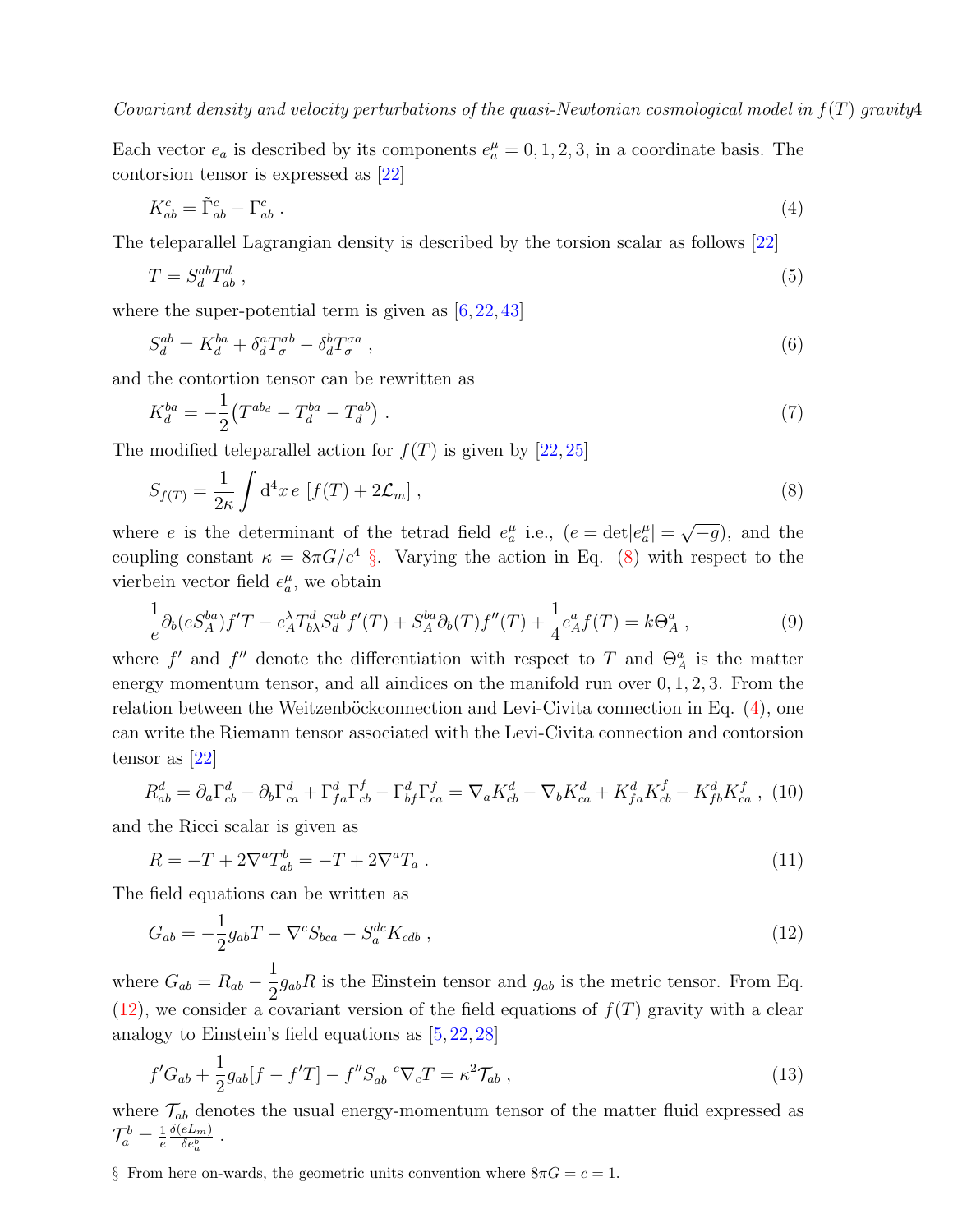Each vector $e_a$ is described by its components $e_a^\mu = 0, 1, 2, 3$, in a coordinate basis. The contorsion tensor is expressed as [22]

$$K^c_{ab} = \tilde{\Gamma}^c_{ab} - \Gamma^c_{ab} \ . \tag{4}$$

The teleparallel Lagrangian density is described by the torsion scalar as follows [22]

$$T = S_d^{ab} T^d_{ab} \ , \tag{5}$$

where the super-potential term is given as [6, 22, 43]

$$S_d^{ab} = K_d^{ba} + \delta^a_d T^{\sigma b}_{\sigma} - \delta^b_d T^{\sigma a}_{\sigma} \ , \tag{6}$$

and the contortion tensor can be rewritten as

$$K_d^{ba} = -\frac{1}{2}\left(T^{ab_d} - T_d^{ba} - T_d^{ab}\right) \ . \tag{7}$$

The modified teleparallel action for $f(T)$ is given by [22, 25]

$$S_{f(T)} = \frac{1}{2\kappa}\int \mathrm{d}^4 x \, e \, \left[f(T) + 2\mathcal{L}_m\right] \ , \tag{8}$$

where $e$ is the determinant of the tetrad field $e_a^\mu$ i.e., ($e = \det|e_a^\mu| = \sqrt{-g}$), and the coupling constant $\kappa = 8\pi G/c^4$ §. Varying the action in Eq. (8) with respect to the vierbein vector field $e_a^\mu$, we obtain

$$\frac{1}{e}\partial_b(eS_A^{ba})f'T - e_A^\lambda T^d_{b\lambda} S_d^{ab} f'(T) + S_A^{ba}\partial_b(T)f''(T) + \frac{1}{4}e_A^a f(T) = k\Theta_A^a \ , \tag{9}$$

where $f'$ and $f''$ denote the differentiation with respect to $T$ and $\Theta_A^a$ is the matter energy momentum tensor, and all aindices on the manifold run over $0, 1, 2, 3$. From the relation between the Weitzenböckconnection and Levi-Civita connection in Eq. (4), one can write the Riemann tensor associated with the Levi-Civita connection and contorsion tensor as [22]

$$R^d_{ab} = \partial_a \Gamma^d_{cb} - \partial_b \Gamma^d_{ca} + \Gamma^d_{fa}\Gamma^f_{cb} - \Gamma^d_{bf}\Gamma^f_{ca} = \nabla_a K^d_{cb} - \nabla_b K^d_{ca} + K^d_{fa}K^f_{cb} - K^d_{fb}K^f_{ca} \ , \tag{10}$$

and the Ricci scalar is given as

$$R = -T + 2\nabla^a T^b_{ab} = -T + 2\nabla^a T_a \ . \tag{11}$$

The field equations can be written as

$$G_{ab} = -\frac{1}{2}g_{ab}T - \nabla^c S_{bca} - S_a^{dc}K_{cdb} \ , \tag{12}$$

where $G_{ab} = R_{ab} - \dfrac{1}{2}g_{ab}R$ is the Einstein tensor and $g_{ab}$ is the metric tensor. From Eq. (12), we consider a covariant version of the field equations of $f(T)$ gravity with a clear analogy to Einstein's field equations as [5, 22, 28]

$$f'G_{ab} + \frac{1}{2}g_{ab}[f - f'T] - f'' S_{ab}{}^{c}\nabla_c T = \kappa^2 \mathcal{T}_{ab} \ , \tag{13}$$

where $\mathcal{T}_{ab}$ denotes the usual energy-momentum tensor of the matter fluid expressed as $\mathcal{T}_a^b = \frac{1}{e}\frac{\delta(eL_m)}{\delta e_a^b}$ .

§ From here on-wards, the geometric units convention where $8\pi G = c = 1$.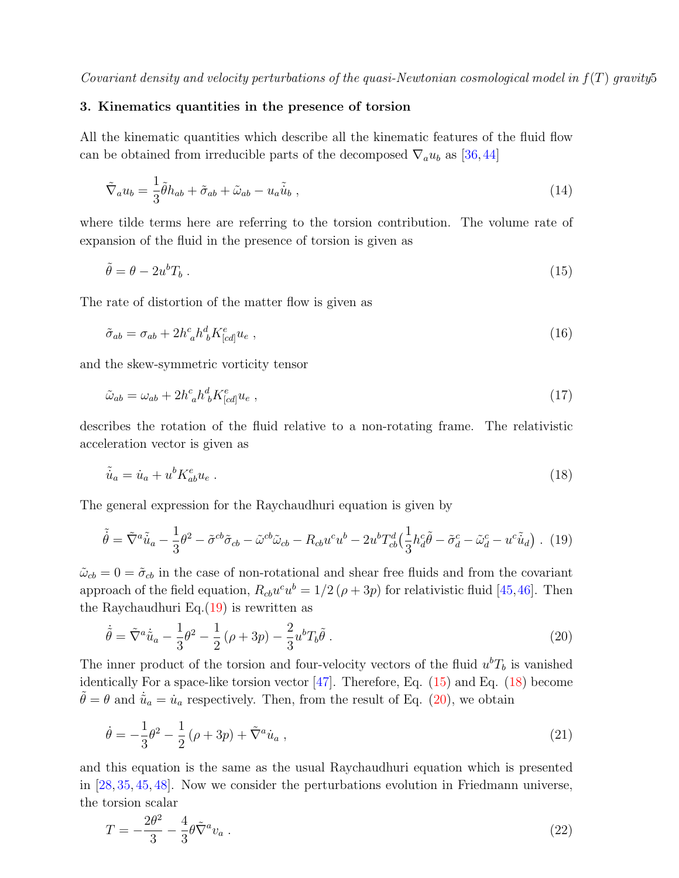## 3. Kinematics quantities in the presence of torsion

All the kinematic quantities which describe all the kinematic features of the fluid flow can be obtained from irreducible parts of the decomposed $\nabla_a u_b$ as [36,44]

$$\tilde{\nabla}_a u_b = \frac{1}{3}\tilde{\theta} h_{ab} + \tilde{\sigma}_{ab} + \tilde{\omega}_{ab} - u_a \tilde{\dot{u}}_b \;, \tag{14}$$

where tilde terms here are referring to the torsion contribution. The volume rate of expansion of the fluid in the presence of torsion is given as

$$\tilde{\theta} = \theta - 2u^b T_b \;. \tag{15}$$

The rate of distortion of the matter flow is given as

$$\tilde{\sigma}_{ab} = \sigma_{ab} + 2h^c_{\ a} h^d_{\ b} K^e_{[cd]} u_e \;, \tag{16}$$

and the skew-symmetric vorticity tensor

$$\tilde{\omega}_{ab} = \omega_{ab} + 2h^c_{\ a} h^d_{\ b} K^e_{[cd]} u_e \;, \tag{17}$$

describes the rotation of the fluid relative to a non-rotating frame. The relativistic acceleration vector is given as

$$\tilde{\dot{u}}_a = \dot{u}_a + u^b K^e_{ab} u_e \;. \tag{18}$$

The general expression for the Raychaudhuri equation is given by

$$\tilde{\dot{\theta}} = \tilde{\nabla}^a \tilde{\dot{u}}_a - \frac{1}{3}\theta^2 - \tilde{\sigma}^{cb}\tilde{\sigma}_{cb} - \tilde{\omega}^{cb}\tilde{\omega}_{cb} - R_{cb}u^c u^b - 2u^b T^d_{cb}\Big(\frac{1}{3}h^c_d \tilde{\theta} - \tilde{\sigma}^c_d - \tilde{\omega}^c_d - u^c \tilde{\dot{u}}_d\Big) \;. \tag{19}$$

$\tilde{\omega}_{cb} = 0 = \tilde{\sigma}_{cb}$ in the case of non-rotational and shear free fluids and from the covariant approach of the field equation, $R_{cb}u^c u^b = 1/2\,(\rho + 3p)$ for relativistic fluid [45,46]. Then the Raychaudhuri Eq.(19) is rewritten as

$$\tilde{\dot{\theta}} = \tilde{\nabla}^a \tilde{\dot{u}}_a - \frac{1}{3}\theta^2 - \frac{1}{2}(\rho + 3p) - \frac{2}{3}u^b T_b \tilde{\theta} \;. \tag{20}$$

The inner product of the torsion and four-velocity vectors of the fluid $u^b T_b$ is vanished identically For a space-like torsion vector [47]. Therefore, Eq. (15) and Eq. (18) become $\tilde{\theta} = \theta$ and $\tilde{\dot{u}}_a = \dot{u}_a$ respectively. Then, from the result of Eq. (20), we obtain

$$\dot{\theta} = -\frac{1}{3}\theta^2 - \frac{1}{2}(\rho + 3p) + \tilde{\nabla}^a \dot{u}_a \;, \tag{21}$$

and this equation is the same as the usual Raychaudhuri equation which is presented in [28,35,45,48]. Now we consider the perturbations evolution in Friedmann universe, the torsion scalar

$$T = -\frac{2\theta^2}{3} - \frac{4}{3}\theta \tilde{\nabla}^a v_a \;. \tag{22}$$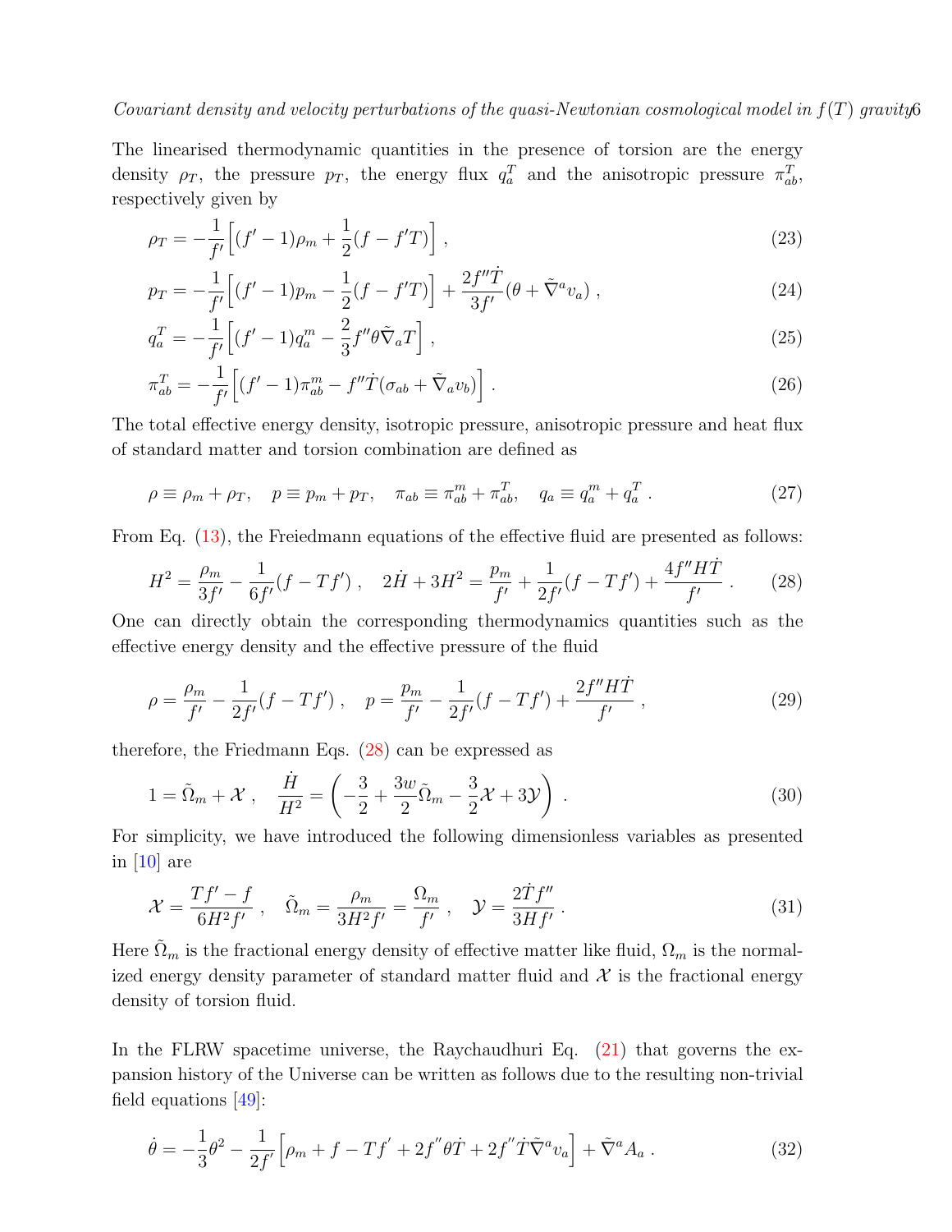The linearised thermodynamic quantities in the presence of torsion are the energy density $\rho_T$, the pressure $p_T$, the energy flux $q^T_a$ and the anisotropic pressure $\pi^T_{ab}$, respectively given by

$$
\rho_T = -\frac{1}{f'}\Big[(f'-1)\rho_m + \frac{1}{2}(f - f'T)\Big] , \tag{23}
$$

$$
p_T = -\frac{1}{f'}\Big[(f'-1)p_m - \frac{1}{2}(f - f'T)\Big] + \frac{2f''\dot{T}}{3f'}(\theta + \tilde{\nabla}^a v_a) , \tag{24}
$$

$$
q^T_a = -\frac{1}{f'}\Big[(f'-1)q^m_a - \frac{2}{3}f''\theta\tilde{\nabla}_a T\Big] , \tag{25}
$$

$$
\pi^T_{ab} = -\frac{1}{f'}\Big[(f'-1)\pi^m_{ab} - f''\dot{T}(\sigma_{ab} + \tilde{\nabla}_a v_b)\Big] . \tag{26}
$$

The total effective energy density, isotropic pressure, anisotropic pressure and heat flux of standard matter and torsion combination are defined as

$$
\rho \equiv \rho_m + \rho_T, \quad p \equiv p_m + p_T, \quad \pi_{ab} \equiv \pi^m_{ab} + \pi^T_{ab}, \quad q_a \equiv q^m_a + q^T_a . \tag{27}
$$

From Eq. (13), the Freiedmann equations of the effective fluid are presented as follows:

$$
H^2 = \frac{\rho_m}{3f'} - \frac{1}{6f'}(f - Tf') , \quad 2\dot{H} + 3H^2 = \frac{p_m}{f'} + \frac{1}{2f'}(f - Tf') + \frac{4f''H\dot{T}}{f'} . \tag{28}
$$

One can directly obtain the corresponding thermodynamics quantities such as the effective energy density and the effective pressure of the fluid

$$
\rho = \frac{\rho_m}{f'} - \frac{1}{2f'}(f - Tf') , \quad p = \frac{p_m}{f'} - \frac{1}{2f'}(f - Tf') + \frac{2f''H\dot{T}}{f'} , \tag{29}
$$

therefore, the Friedmann Eqs. (28) can be expressed as

$$
1 = \tilde{\Omega}_m + \mathcal{X} , \quad \frac{\dot{H}}{H^2} = \left(-\frac{3}{2} + \frac{3w}{2}\tilde{\Omega}_m - \frac{3}{2}\mathcal{X} + 3\mathcal{Y}\right) . \tag{30}
$$

For simplicity, we have introduced the following dimensionless variables as presented in [10] are

$$
\mathcal{X} = \frac{Tf' - f}{6H^2 f'} , \quad \tilde{\Omega}_m = \frac{\rho_m}{3H^2 f'} = \frac{\Omega_m}{f'} , \quad \mathcal{Y} = \frac{2\dot{T}f''}{3Hf'} . \tag{31}
$$

Here $\tilde{\Omega}_m$ is the fractional energy density of effective matter like fluid, $\Omega_m$ is the normalized energy density parameter of standard matter fluid and $\mathcal{X}$ is the fractional energy density of torsion fluid.

In the FLRW spacetime universe, the Raychaudhuri Eq. (21) that governs the expansion history of the Universe can be written as follows due to the resulting non-trivial field equations [49]:

$$
\dot{\theta} = -\frac{1}{3}\theta^2 - \frac{1}{2f'}\Big[\rho_m + f - Tf' + 2f''\theta\dot{T} + 2f''\dot{T}\tilde{\nabla}^a v_a\Big] + \tilde{\nabla}^a A_a . \tag{32}
$$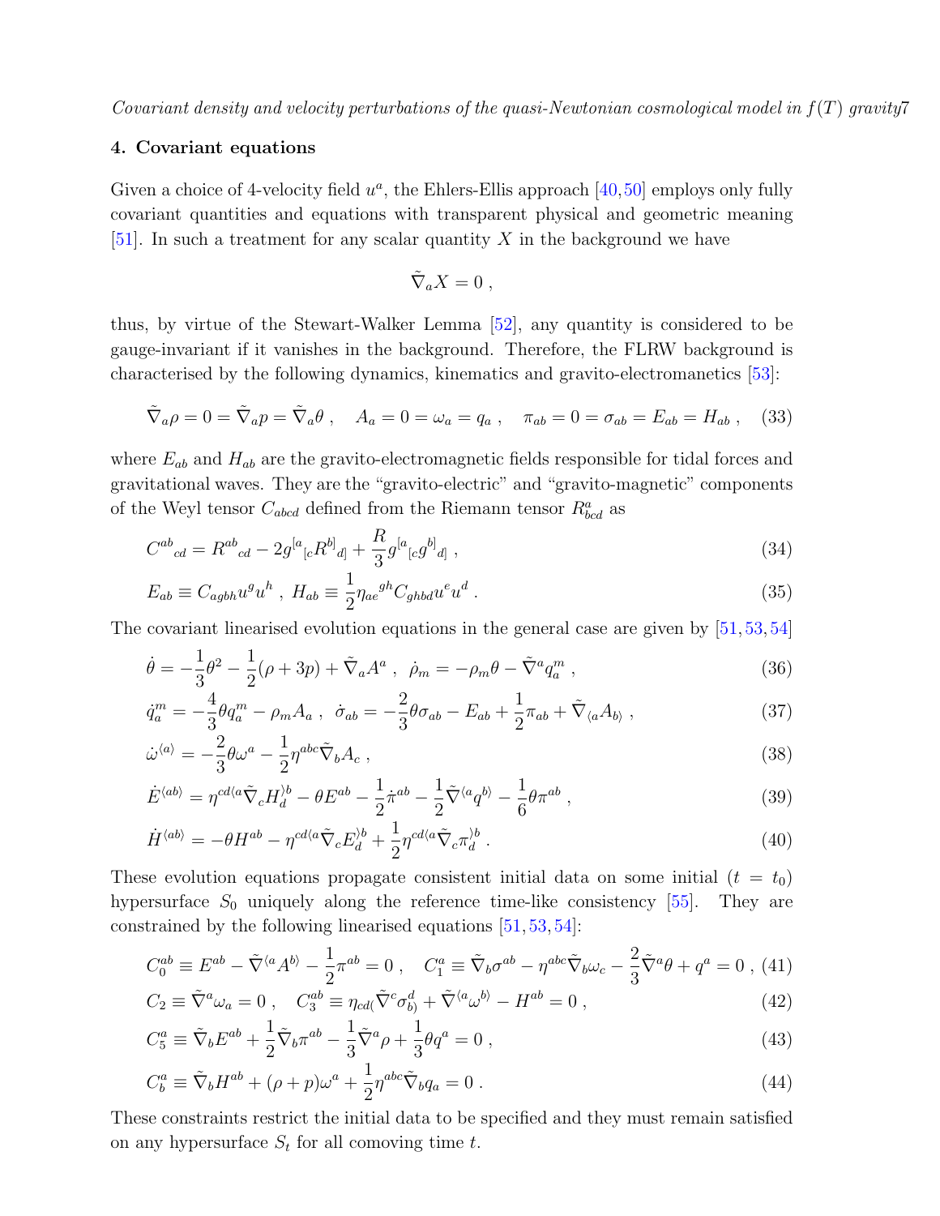## 4. Covariant equations

Given a choice of 4-velocity field $u^a$, the Ehlers-Ellis approach [40,50] employs only fully covariant quantities and equations with transparent physical and geometric meaning [51]. In such a treatment for any scalar quantity $X$ in the background we have

$$\tilde{\nabla}_a X = 0 \; ,$$

thus, by virtue of the Stewart-Walker Lemma [52], any quantity is considered to be gauge-invariant if it vanishes in the background. Therefore, the FLRW background is characterised by the following dynamics, kinematics and gravito-electromanetics [53]:

$$\tilde{\nabla}_a \rho = 0 = \tilde{\nabla}_a p = \tilde{\nabla}_a \theta \; , \quad A_a = 0 = \omega_a = q_a \; , \quad \pi_{ab} = 0 = \sigma_{ab} = E_{ab} = H_{ab} \; , \tag{33}$$

where $E_{ab}$ and $H_{ab}$ are the gravito-electromagnetic fields responsible for tidal forces and gravitational waves. They are the "gravito-electric" and "gravito-magnetic" components of the Weyl tensor $C_{abcd}$ defined from the Riemann tensor $R^a_{bcd}$ as

$$C^{ab}{}_{cd} = R^{ab}{}_{cd} - 2g^{[a}{}_{[c}R^{b]}{}_{d]} + \frac{R}{3} g^{[a}{}_{[c}g^{b]}{}_{d]} \; , \tag{34}$$

$$E_{ab} \equiv C_{agbh}u^g u^h \; , \; H_{ab} \equiv \frac{1}{2}\eta_{ae}{}^{gh}C_{ghbd}u^e u^d \; . \tag{35}$$

The covariant linearised evolution equations in the general case are given by [51,53,54]

$$\dot{\theta} = -\frac{1}{3}\theta^2 - \frac{1}{2}(\rho + 3p) + \tilde{\nabla}_a A^a \; , \; \dot{\rho}_m = -\rho_m \theta - \tilde{\nabla}^a q^m_a \; , \tag{36}$$

$$\dot{q}^m_a = -\frac{4}{3}\theta q^m_a - \rho_m A_a \; , \; \dot{\sigma}_{ab} = -\frac{2}{3}\theta\sigma_{ab} - E_{ab} + \frac{1}{2}\pi_{ab} + \tilde{\nabla}_{\langle a}A_{b\rangle} \; , \tag{37}$$

$$\dot{\omega}^{\langle a\rangle} = -\frac{2}{3}\theta\omega^a - \frac{1}{2}\eta^{abc}\tilde{\nabla}_b A_c \; , \tag{38}$$

$$\dot{E}^{\langle ab\rangle} = \eta^{cd\langle a}\tilde{\nabla}_c H^{\rangle b}_d - \theta E^{ab} - \frac{1}{2}\dot{\pi}^{ab} - \frac{1}{2}\tilde{\nabla}^{\langle a}q^{b\rangle} - \frac{1}{6}\theta\pi^{ab} \; , \tag{39}$$

$$\dot{H}^{\langle ab\rangle} = -\theta H^{ab} - \eta^{cd\langle a}\tilde{\nabla}_c E^{\rangle b}_d + \frac{1}{2}\eta^{cd\langle a}\tilde{\nabla}_c \pi^{\rangle b}_d \; . \tag{40}$$

These evolution equations propagate consistent initial data on some initial ($t = t_0$) hypersurface $S_0$ uniquely along the reference time-like consistency [55]. They are constrained by the following linearised equations [51,53,54]:

$$C^{ab}_0 \equiv E^{ab} - \tilde{\nabla}^{\langle a}A^{b\rangle} - \frac{1}{2}\pi^{ab} = 0 \; , \quad C^a_1 \equiv \tilde{\nabla}_b\sigma^{ab} - \eta^{abc}\tilde{\nabla}_b\omega_c - \frac{2}{3}\tilde{\nabla}^a\theta + q^a = 0 \; , \tag{41}$$

$$C_2 \equiv \tilde{\nabla}^a\omega_a = 0 \; , \quad C^{ab}_3 \equiv \eta_{cd(}\tilde{\nabla}^c\sigma^d_{b)} + \tilde{\nabla}^{\langle a}\omega^{b\rangle} - H^{ab} = 0 \; , \tag{42}$$

$$C^a_5 \equiv \tilde{\nabla}_b E^{ab} + \frac{1}{2}\tilde{\nabla}_b\pi^{ab} - \frac{1}{3}\tilde{\nabla}^a\rho + \frac{1}{3}\theta q^a = 0 \; , \tag{43}$$

$$C^a_b \equiv \tilde{\nabla}_b H^{ab} + (\rho + p)\omega^a + \frac{1}{2}\eta^{abc}\tilde{\nabla}_b q_a = 0 \; . \tag{44}$$

These constraints restrict the initial data to be specified and they must remain satisfied on any hypersurface $S_t$ for all comoving time $t$.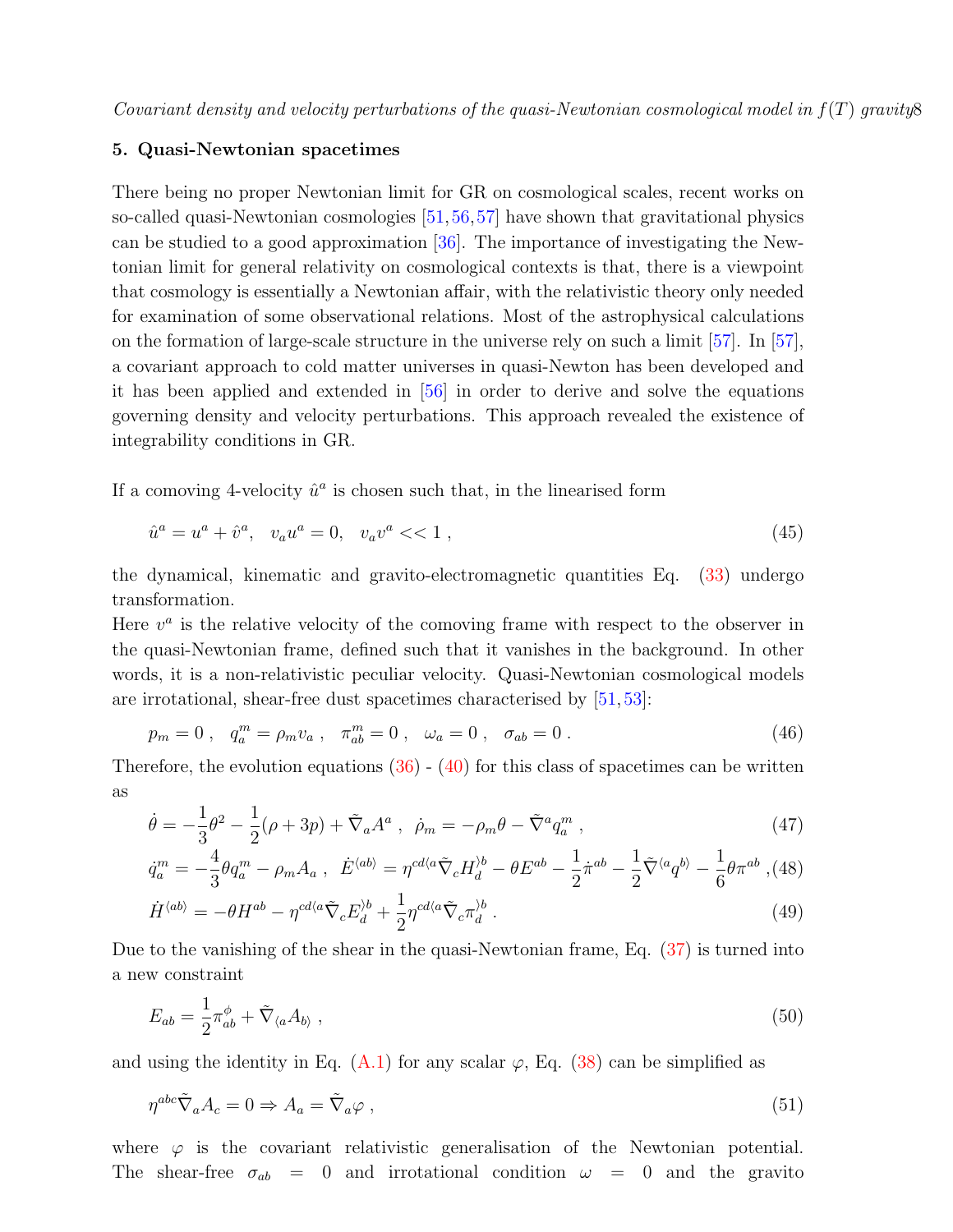## 5. Quasi-Newtonian spacetimes

There being no proper Newtonian limit for GR on cosmological scales, recent works on so-called quasi-Newtonian cosmologies [51,56,57] have shown that gravitational physics can be studied to a good approximation [36]. The importance of investigating the Newtonian limit for general relativity on cosmological contexts is that, there is a viewpoint that cosmology is essentially a Newtonian affair, with the relativistic theory only needed for examination of some observational relations. Most of the astrophysical calculations on the formation of large-scale structure in the universe rely on such a limit [57]. In [57], a covariant approach to cold matter universes in quasi-Newton has been developed and it has been applied and extended in [56] in order to derive and solve the equations governing density and velocity perturbations. This approach revealed the existence of integrability conditions in GR.

If a comoving 4-velocity $\hat{u}^a$ is chosen such that, in the linearised form

$$\hat{u}^a = u^a + \hat{v}^a, \quad v_a u^a = 0, \quad v_a v^a << 1 \;, \tag{45}$$

the dynamical, kinematic and gravito-electromagnetic quantities Eq. (33) undergo transformation.
Here $v^a$ is the relative velocity of the comoving frame with respect to the observer in the quasi-Newtonian frame, defined such that it vanishes in the background. In other words, it is a non-relativistic peculiar velocity. Quasi-Newtonian cosmological models are irrotational, shear-free dust spacetimes characterised by [51,53]:

$$p_m = 0 \;, \quad q^m_a = \rho_m v_a \;, \quad \pi^m_{ab} = 0 \;, \quad \omega_a = 0 \;, \quad \sigma_{ab} = 0 \;. \tag{46}$$

Therefore, the evolution equations (36) - (40) for this class of spacetimes can be written as

$$\dot{\theta} = -\frac{1}{3}\theta^2 - \frac{1}{2}(\rho + 3p) + \tilde{\nabla}_a A^a \;, \;\; \dot{\rho}_m = -\rho_m\theta - \tilde{\nabla}^a q^m_a \;, \tag{47}$$

$$\dot{q}^m_a = -\frac{4}{3}\theta q^m_a - \rho_m A_a \;, \;\; \dot{E}^{\langle ab\rangle} = \eta^{cd\langle a}\tilde{\nabla}_c H^{\rangle b}_d - \theta E^{ab} - \frac{1}{2}\dot{\pi}^{ab} - \frac{1}{2}\tilde{\nabla}^{\langle a}q^{b\rangle} - \frac{1}{6}\theta\pi^{ab} \;, \tag{48}$$

$$\dot{H}^{\langle ab\rangle} = -\theta H^{ab} - \eta^{cd\langle a}\tilde{\nabla}_c E^{\rangle b}_d + \frac{1}{2}\eta^{cd\langle a}\tilde{\nabla}_c \pi^{\rangle b}_d \;. \tag{49}$$

Due to the vanishing of the shear in the quasi-Newtonian frame, Eq. (37) is turned into a new constraint

$$E_{ab} = \frac{1}{2}\pi^{\phi}_{ab} + \tilde{\nabla}_{\langle a}A_{b\rangle} \;, \tag{50}$$

and using the identity in Eq. (A.1) for any scalar $\varphi$, Eq. (38) can be simplified as

$$\eta^{abc}\tilde{\nabla}_a A_c = 0 \Rightarrow A_a = \tilde{\nabla}_a\varphi \;, \tag{51}$$

where $\varphi$ is the covariant relativistic generalisation of the Newtonian potential. The shear-free $\sigma_{ab} = 0$ and irrotational condition $\omega = 0$ and the gravito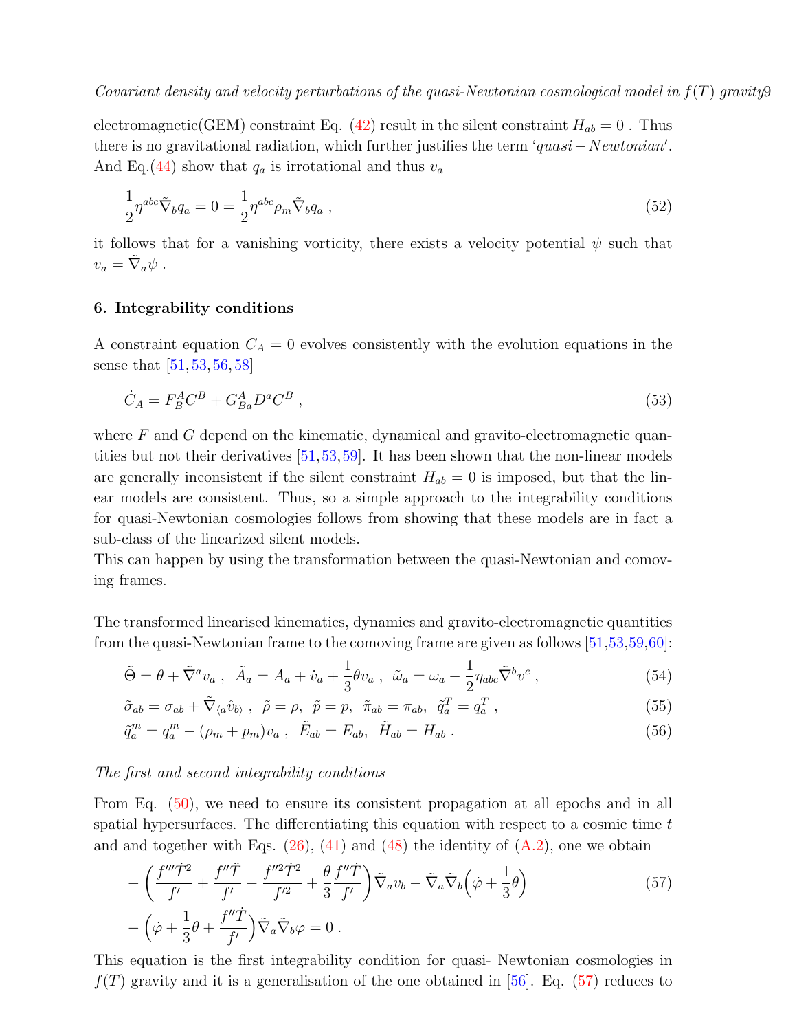electromagnetic(GEM) constraint Eq. (42) result in the silent constraint $H_{ab} = 0$ . Thus there is no gravitational radiation, which further justifies the term '$quasi-Newtonian$'. And Eq.(44) show that $q_a$ is irrotational and thus $v_a$

$$\frac{1}{2}\eta^{abc}\tilde{\nabla}_b q_a = 0 = \frac{1}{2}\eta^{abc}\rho_m\tilde{\nabla}_b q_a \ , \tag{52}$$

it follows that for a vanishing vorticity, there exists a velocity potential $\psi$ such that $v_a = \tilde{\nabla}_a\psi$ .

## 6. Integrability conditions

A constraint equation $C_A = 0$ evolves consistently with the evolution equations in the sense that [51, 53, 56, 58]

$$\dot{C}_A = F^A_B C^B + G^A_{Ba} D^a C^B \ , \tag{53}$$

where $F$ and $G$ depend on the kinematic, dynamical and gravito-electromagnetic quantities but not their derivatives [51, 53, 59]. It has been shown that the non-linear models are generally inconsistent if the silent constraint $H_{ab} = 0$ is imposed, but that the linear models are consistent. Thus, so a simple approach to the integrability conditions for quasi-Newtonian cosmologies follows from showing that these models are in fact a sub-class of the linearized silent models.
This can happen by using the transformation between the quasi-Newtonian and comoving frames.

The transformed linearised kinematics, dynamics and gravito-electromagnetic quantities from the quasi-Newtonian frame to the comoving frame are given as follows [51,53,59,60]:

$$\tilde{\Theta} = \theta + \tilde{\nabla}^a v_a \ , \ \ \tilde{A}_a = A_a + \dot{v}_a + \frac{1}{3}\theta v_a \ , \ \ \tilde{\omega}_a = \omega_a - \frac{1}{2}\eta_{abc}\tilde{\nabla}^b v^c \ , \tag{54}$$

$$\tilde{\sigma}_{ab} = \sigma_{ab} + \tilde{\nabla}_{\langle a}\hat{v}_{b\rangle} \ , \ \ \tilde{\rho} = \rho, \ \ \tilde{p} = p, \ \ \tilde{\pi}_{ab} = \pi_{ab}, \ \ \tilde{q}^T_a = q^T_a \ , \tag{55}$$

$$\tilde{q}^m_a = q^m_a - (\rho_m + p_m)v_a \ , \ \ \tilde{E}_{ab} = E_{ab}, \ \ \tilde{H}_{ab} = H_{ab} \ . \tag{56}$$

*The first and second integrability conditions*

From Eq. (50), we need to ensure its consistent propagation at all epochs and in all spatial hypersurfaces. The differentiating this equation with respect to a cosmic time $t$ and and together with Eqs. (26), (41) and (48) the identity of (A.2), one we obtain

$$-\Big(\frac{f'''\dot{T}^2}{f'} + \frac{f''\ddot{T}}{f'} - \frac{f''^2\dot{T}^2}{f'^2} + \frac{\theta}{3}\frac{f''\dot{T}}{f'}\Big)\tilde{\nabla}_a v_b - \tilde{\nabla}_a\tilde{\nabla}_b\Big(\dot{\varphi} + \frac{1}{3}\theta\Big)$$
$$-\Big(\dot{\varphi} + \frac{1}{3}\theta + \frac{f''\dot{T}}{f'}\Big)\tilde{\nabla}_a\tilde{\nabla}_b\varphi = 0 \ . \tag{57}$$

This equation is the first integrability condition for quasi- Newtonian cosmologies in $f(T)$ gravity and it is a generalisation of the one obtained in [56]. Eq. (57) reduces to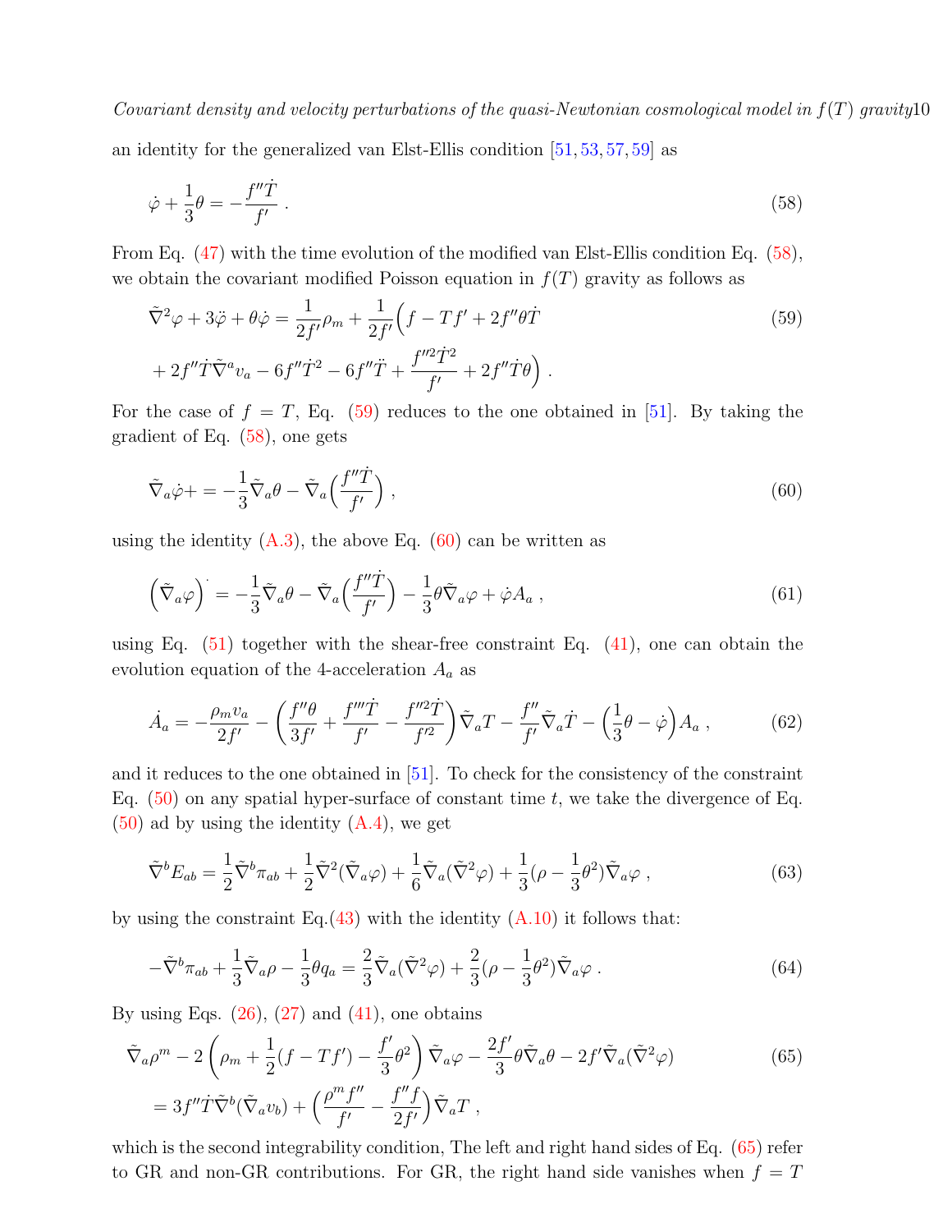an identity for the generalized van Elst-Ellis condition [51, 53, 57, 59] as

$$\dot{\varphi} + \frac{1}{3}\theta = -\frac{f''\dot{T}}{f'} \; . \tag{58}$$

From Eq. (47) with the time evolution of the modified van Elst-Ellis condition Eq. (58), we obtain the covariant modified Poisson equation in $f(T)$ gravity as follows as

$$\tilde{\nabla}^2\varphi + 3\ddot{\varphi} + \theta\dot{\varphi} = \frac{1}{2f'}\rho_m + \frac{1}{2f'}\Big(f - Tf' + 2f''\theta\dot{T}$$
$$+ 2f''\dot{T}\tilde{\nabla}^a v_a - 6f''\dot{T}^2 - 6f''\ddot{T} + \frac{f''^2\dot{T}^2}{f'} + 2f''\dot{T}\theta\Big) \; . \tag{59}$$

For the case of $f = T$, Eq. (59) reduces to the one obtained in [51]. By taking the gradient of Eq. (58), one gets

$$\tilde{\nabla}_a\dot{\varphi} + = -\frac{1}{3}\tilde{\nabla}_a\theta - \tilde{\nabla}_a\Big(\frac{f''\dot{T}}{f'}\Big) \; , \tag{60}$$

using the identity (A.3), the above Eq. (60) can be written as

$$\Big(\tilde{\nabla}_a\varphi\Big)^{\dot{}} = -\frac{1}{3}\tilde{\nabla}_a\theta - \tilde{\nabla}_a\Big(\frac{f''\dot{T}}{f'}\Big) - \frac{1}{3}\theta\tilde{\nabla}_a\varphi + \dot{\varphi}A_a \; , \tag{61}$$

using Eq. (51) together with the shear-free constraint Eq. (41), one can obtain the evolution equation of the 4-acceleration $A_a$ as

$$\dot{A}_a = -\frac{\rho_m v_a}{2f'} - \left(\frac{f''\theta}{3f'} + \frac{f'''\dot{T}}{f'} - \frac{f''^2\dot{T}}{f'^2}\right)\tilde{\nabla}_a T - \frac{f''}{f'}\tilde{\nabla}_a\dot{T} - \Big(\frac{1}{3}\theta - \dot{\varphi}\Big)A_a \; , \tag{62}$$

and it reduces to the one obtained in [51]. To check for the consistency of the constraint Eq. (50) on any spatial hyper-surface of constant time $t$, we take the divergence of Eq. (50) ad by using the identity (A.4), we get

$$\tilde{\nabla}^b E_{ab} = \frac{1}{2}\tilde{\nabla}^b\pi_{ab} + \frac{1}{2}\tilde{\nabla}^2(\tilde{\nabla}_a\varphi) + \frac{1}{6}\tilde{\nabla}_a(\tilde{\nabla}^2\varphi) + \frac{1}{3}(\rho - \frac{1}{3}\theta^2)\tilde{\nabla}_a\varphi \; , \tag{63}$$

by using the constraint Eq.(43) with the identity (A.10) it follows that:

$$-\tilde{\nabla}^b\pi_{ab} + \frac{1}{3}\tilde{\nabla}_a\rho - \frac{1}{3}\theta q_a = \frac{2}{3}\tilde{\nabla}_a(\tilde{\nabla}^2\varphi) + \frac{2}{3}(\rho - \frac{1}{3}\theta^2)\tilde{\nabla}_a\varphi \; . \tag{64}$$

By using Eqs. (26), (27) and (41), one obtains

$$\tilde{\nabla}_a\rho^m - 2\left(\rho_m + \frac{1}{2}(f - Tf') - \frac{f'}{3}\theta^2\right)\tilde{\nabla}_a\varphi - \frac{2f'}{3}\theta\tilde{\nabla}_a\theta - 2f'\tilde{\nabla}_a(\tilde{\nabla}^2\varphi)$$
$$= 3f''\dot{T}\tilde{\nabla}^b(\tilde{\nabla}_a v_b) + \Big(\frac{\rho^m f''}{f'} - \frac{f''f}{2f'}\Big)\tilde{\nabla}_a T \; , \tag{65}$$

which is the second integrability condition, The left and right hand sides of Eq. (65) refer to GR and non-GR contributions. For GR, the right hand side vanishes when $f = T$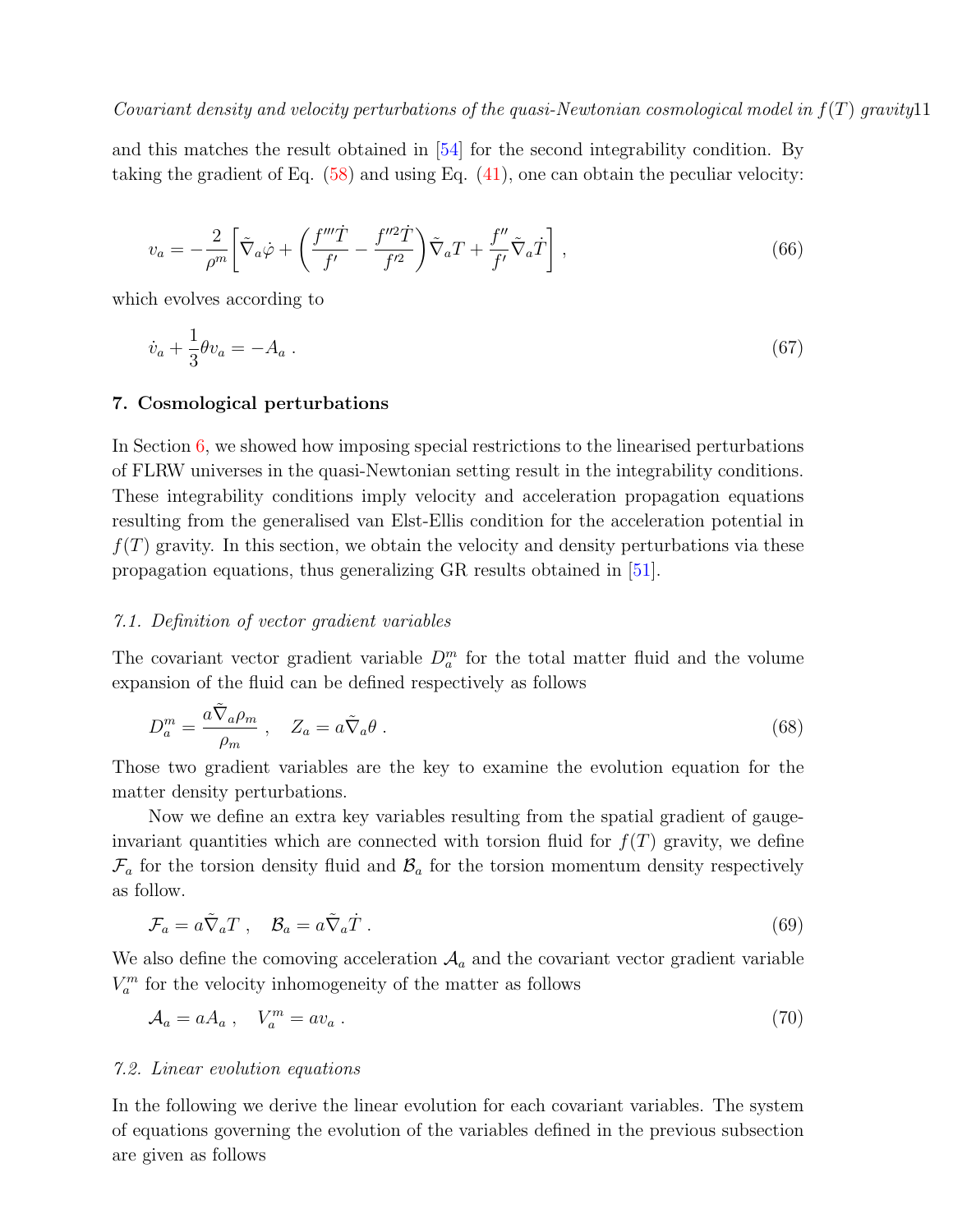and this matches the result obtained in [54] for the second integrability condition. By taking the gradient of Eq. (58) and using Eq. (41), one can obtain the peculiar velocity:

$$v_a = -\frac{2}{\rho^m}\left[\tilde{\nabla}_a\dot{\varphi} + \left(\frac{f'''\dot{T}}{f'} - \frac{f''^2\dot{T}}{f'^2}\right)\tilde{\nabla}_a T + \frac{f''}{f'}\tilde{\nabla}_a\dot{T}\right] , \tag{66}$$

which evolves according to

$$\dot{v}_a + \frac{1}{3}\theta v_a = -A_a \; . \tag{67}$$

## 7. Cosmological perturbations

In Section 6, we showed how imposing special restrictions to the linearised perturbations of FLRW universes in the quasi-Newtonian setting result in the integrability conditions. These integrability conditions imply velocity and acceleration propagation equations resulting from the generalised van Elst-Ellis condition for the acceleration potential in $f(T)$ gravity. In this section, we obtain the velocity and density perturbations via these propagation equations, thus generalizing GR results obtained in [51].

### *7.1. Definition of vector gradient variables*

The covariant vector gradient variable $D^m_a$ for the total matter fluid and the volume expansion of the fluid can be defined respectively as follows

$$D^m_a = \frac{a\tilde{\nabla}_a\rho_m}{\rho_m} \; , \quad Z_a = a\tilde{\nabla}_a\theta \; . \tag{68}$$

Those two gradient variables are the key to examine the evolution equation for the matter density perturbations.

Now we define an extra key variables resulting from the spatial gradient of gauge-invariant quantities which are connected with torsion fluid for $f(T)$ gravity, we define $\mathcal{F}_a$ for the torsion density fluid and $\mathcal{B}_a$ for the torsion momentum density respectively as follow.

$$\mathcal{F}_a = a\tilde{\nabla}_a T \; , \quad \mathcal{B}_a = a\tilde{\nabla}_a\dot{T} \; . \tag{69}$$

We also define the comoving acceleration $\mathcal{A}_a$ and the covariant vector gradient variable $V^m_a$ for the velocity inhomogeneity of the matter as follows

$$\mathcal{A}_a = aA_a \; , \quad V^m_a = av_a \; . \tag{70}$$

### *7.2. Linear evolution equations*

In the following we derive the linear evolution for each covariant variables. The system of equations governing the evolution of the variables defined in the previous subsection are given as follows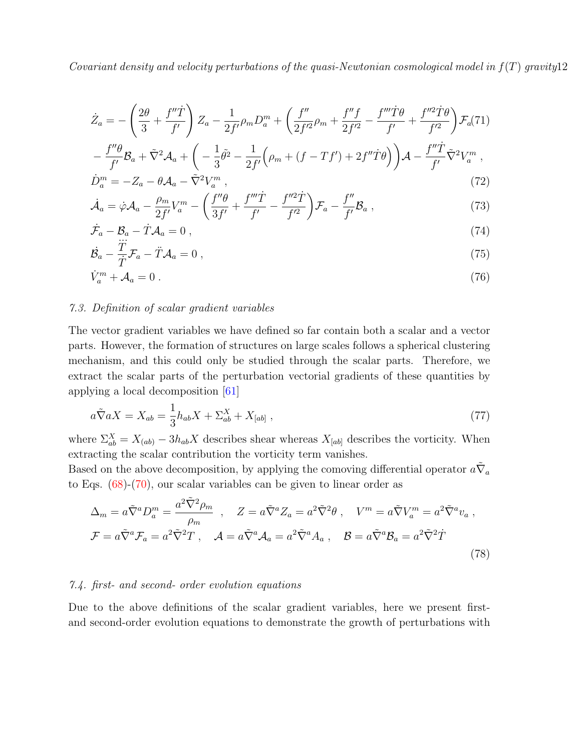$$
\dot{Z}_a = -\left(\frac{2\theta}{3} + \frac{f''\dot{T}}{f'}\right) Z_a - \frac{1}{2f'}\rho_m D^m_a + \left(\frac{f''}{2f'^2}\rho_m + \frac{f''f}{2f'^2} - \frac{f'''\dot{T}\theta}{f'} + \frac{f''^2\dot{T}\theta}{f'^2}\right)\mathcal{F}_a \tag{71}
$$

$$
- \frac{f''\theta}{f'}\mathcal{B}_a + \tilde{\nabla}^2\mathcal{A}_a + \left( -\frac{1}{3}\tilde{\theta}^2 - \frac{1}{2f'}\Big(\rho_m + (f - Tf') + 2f''\dot{T}\theta\Big)\right)\mathcal{A} - \frac{f''\dot{T}}{f'}\tilde{\nabla}^2 V^m_a \;,
$$

$$
\dot{D}^m_a = -Z_a - \theta\mathcal{A}_a - \tilde{\nabla}^2 V^m_a \;, \tag{72}
$$

$$
\dot{\mathcal{A}}_a = \dot{\varphi}\mathcal{A}_a - \frac{\rho_m}{2f'}V^m_a - \left(\frac{f''\theta}{3f'} + \frac{f'''\dot{T}}{f'} - \frac{f''^2\dot{T}}{f'^2}\right)\mathcal{F}_a - \frac{f''}{f'}\mathcal{B}_a \;, \tag{73}
$$

$$
\dot{\mathcal{F}}_a - \mathcal{B}_a - \dot{T}\mathcal{A}_a = 0 \;, \tag{74}
$$

$$
\dot{\mathcal{B}}_a - \frac{\dddot{T}}{\dot{T}}\mathcal{F}_a - \ddot{T}\mathcal{A}_a = 0 \;, \tag{75}
$$

$$
\dot{V}^m_a + \mathcal{A}_a = 0 \;. \tag{76}
$$

### *7.3. Definition of scalar gradient variables*

The vector gradient variables we have defined so far contain both a scalar and a vector parts. However, the formation of structures on large scales follows a spherical clustering mechanism, and this could only be studied through the scalar parts. Therefore, we extract the scalar parts of the perturbation vectorial gradients of these quantities by applying a local decomposition [61]

$$
a\tilde{\nabla}aX = X_{ab} = \frac{1}{3}h_{ab}X + \Sigma^X_{ab} + X_{[ab]} \;, \tag{77}
$$

where $\Sigma^X_{ab} = X_{(ab)} - 3h_{ab}X$ describes shear whereas $X_{[ab]}$ describes the vorticity. When extracting the scalar contribution the vorticity term vanishes.
Based on the above decomposition, by applying the comoving differential operator $a\tilde{\nabla}_a$ to Eqs. (68)-(70), our scalar variables can be given to linear order as

$$
\Delta_m = a\tilde{\nabla}^a D^m_a = \frac{a^2\tilde{\nabla}^2\rho_m}{\rho_m} \;\;, \quad Z = a\tilde{\nabla}^a Z_a = a^2\tilde{\nabla}^2\theta \;, \quad V^m = a\tilde{\nabla}V^m_a = a^2\tilde{\nabla}^a v_a \;,
$$

$$
\mathcal{F} = a\tilde{\nabla}^a\mathcal{F}_a = a^2\tilde{\nabla}^2 T \;, \quad \mathcal{A} = a\tilde{\nabla}^a\mathcal{A}_a = a^2\tilde{\nabla}^a A_a \;, \quad \mathcal{B} = a\tilde{\nabla}^a\mathcal{B}_a = a^2\tilde{\nabla}^2\dot{T} \tag{78}
$$

### *7.4. first- and second- order evolution equations*

Due to the above definitions of the scalar gradient variables, here we present first- and second-order evolution equations to demonstrate the growth of perturbations with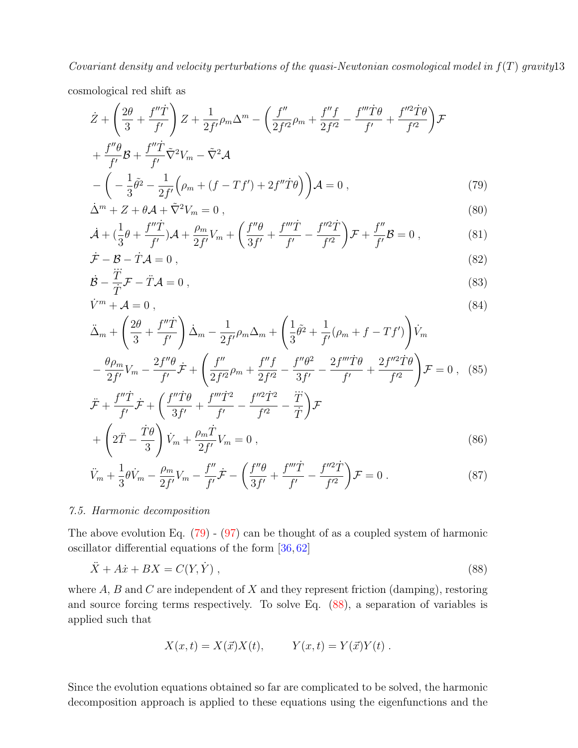cosmological red shift as

$$
\begin{aligned}
&\dot{Z}+\left(\frac{2\theta}{3}+\frac{f''\dot{T}}{f'}\right)Z+\frac{1}{2f'}\rho_m\Delta^m-\left(\frac{f''}{2f'^2}\rho_m+\frac{f''f}{2f'^2}-\frac{f'''\dot{T}\theta}{f'}+\frac{f''^2\dot{T}\theta}{f'^2}\right)\mathcal{F}\\
&+\frac{f''\theta}{f'}\mathcal{B}+\frac{f''\dot{T}}{f'}\tilde{\nabla}^2V_m-\tilde{\nabla}^2\mathcal{A}\\
&-\left(-\frac{1}{3}\tilde{\theta}^2-\frac{1}{2f'}\Big(\rho_m+(f-Tf')+2f''\dot{T}\theta\Big)\right)\mathcal{A}=0\,, \qquad (79)
\end{aligned}
$$

$$\dot{\Delta}^m+Z+\theta\mathcal{A}+\tilde{\nabla}^2V_m=0\,, \qquad (80)$$

$$\dot{\mathcal{A}}+(\frac{1}{3}\theta+\frac{f''\dot{T}}{f'})\mathcal{A}+\frac{\rho_m}{2f'}V_m+\left(\frac{f''\theta}{3f'}+\frac{f'''\dot{T}}{f'}-\frac{f''^2\dot{T}}{f'^2}\right)\mathcal{F}+\frac{f''}{f'}\mathcal{B}=0\,, \qquad (81)$$

$$\dot{\mathcal{F}}-\mathcal{B}-\dot{T}\mathcal{A}=0\,, \qquad (82)$$

$$\dot{\mathcal{B}}-\frac{\dddot{T}}{\dot{T}}\mathcal{F}-\ddot{T}\mathcal{A}=0\,, \qquad (83)$$

$$\dot{V}^m+\mathcal{A}=0\,, \qquad (84)$$

$$
\begin{aligned}
&\ddot{\Delta}_m+\left(\frac{2\theta}{3}+\frac{f''\dot{T}}{f'}\right)\dot{\Delta}_m-\frac{1}{2f'}\rho_m\Delta_m+\left(\frac{1}{3}\tilde{\theta}^2+\frac{1}{f'}(\rho_m+f-Tf')\right)\dot{V}_m\\
&-\frac{\theta\rho_m}{2f'}V_m-\frac{2f''\theta}{f'}\dot{\mathcal{F}}+\left(\frac{f''}{2f'^2}\rho_m+\frac{f''f}{2f'^2}-\frac{f''\theta^2}{3f'}-\frac{2f'''\dot{T}\theta}{f'}+\frac{2f''^2\dot{T}\theta}{f'^2}\right)\mathcal{F}=0\,, \qquad (85)
\end{aligned}
$$

$$
\begin{aligned}
&\ddot{\mathcal{F}}+\frac{f''\dot{T}}{f'}\dot{\mathcal{F}}+\left(\frac{f''\dot{T}\theta}{3f'}+\frac{f'''\dot{T}^2}{f'}-\frac{f''^2\dot{T}^2}{f'^2}-\frac{\dddot{T}}{\dot{T}}\right)\mathcal{F}\\
&+\left(2\ddot{T}-\frac{\dot{T}\theta}{3}\right)\dot{V}_m+\frac{\rho_m\dot{T}}{2f'}V_m=0\,, \qquad (86)
\end{aligned}
$$

$$\ddot{V}_m+\frac{1}{3}\theta\dot{V}_m-\frac{\rho_m}{2f'}V_m-\frac{f''}{f'}\dot{\mathcal{F}}-\left(\frac{f''\theta}{3f'}+\frac{f'''\dot{T}}{f'}-\frac{f''^2\dot{T}}{f'^2}\right)\mathcal{F}=0\,. \qquad (87)$$

### 7.5. Harmonic decomposition

The above evolution Eq. (79) - (97) can be thought of as a coupled system of harmonic oscillator differential equations of the form [36, 62]

$$\ddot{X}+A\dot{x}+BX=C(Y,\dot{Y})\,, \qquad (88)$$

where $A$, $B$ and $C$ are independent of $X$ and they represent friction (damping), restoring and source forcing terms respectively. To solve Eq. (88), a separation of variables is applied such that

$$X(x,t)=X(\vec{x})X(t), \qquad Y(x,t)=Y(\vec{x})Y(t)\,.$$

Since the evolution equations obtained so far are complicated to be solved, the harmonic decomposition approach is applied to these equations using the eigenfunctions and the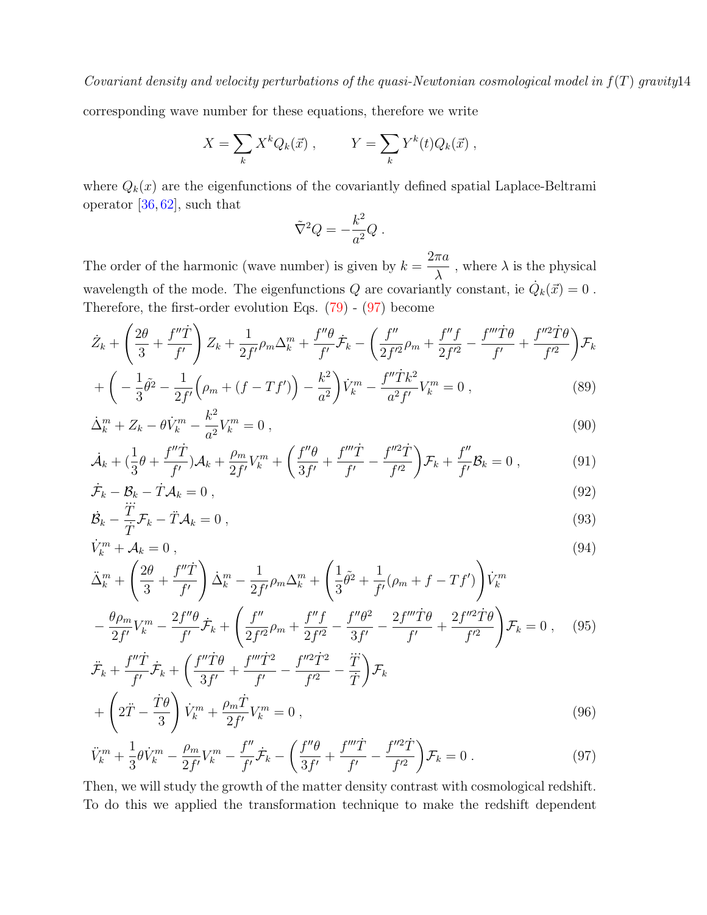corresponding wave number for these equations, therefore we write

$$X = \sum_k X^k Q_k(\vec{x}) \ , \qquad Y = \sum_k Y^k(t) Q_k(\vec{x}) \ ,$$

where $Q_k(x)$ are the eigenfunctions of the covariantly defined spatial Laplace-Beltrami operator [36, 62], such that

$$\tilde{\nabla}^2 Q = -\frac{k^2}{a^2} Q \ .$$

The order of the harmonic (wave number) is given by $k = \dfrac{2\pi a}{\lambda}$ , where $\lambda$ is the physical wavelength of the mode. The eigenfunctions $Q$ are covariantly constant, ie $\dot{Q}_k(\vec{x}) = 0$ . Therefore, the first-order evolution Eqs. (79) - (97) become

$$\dot{Z}_k + \left(\frac{2\theta}{3} + \frac{f''\dot{T}}{f'}\right) Z_k + \frac{1}{2f'}\rho_m \Delta^m_k + \frac{f''\theta}{f'}\dot{\mathcal{F}}_k - \left(\frac{f''}{2f'^2}\rho_m + \frac{f''f}{2f'^2} - \frac{f'''\dot{T}\theta}{f'} + \frac{f''^2\dot{T}\theta}{f'^2}\right)\mathcal{F}_k$$
$$+ \left(-\frac{1}{3}\tilde{\theta}^2 - \frac{1}{2f'}\Big(\rho_m + (f - Tf')\Big) - \frac{k^2}{a^2}\right)\dot{V}^m_k - \frac{f''\dot{T}k^2}{a^2 f'}V^m_k = 0 \ , \tag{89}$$

$$\dot{\Delta}^m_k + Z_k - \theta\dot{V}^m_k - \frac{k^2}{a^2}V^m_k = 0 \ , \tag{90}$$

$$\dot{\mathcal{A}}_k + \left(\frac{1}{3}\theta + \frac{f''\dot{T}}{f'}\right)\mathcal{A}_k + \frac{\rho_m}{2f'}V^m_k + \left(\frac{f''\theta}{3f'} + \frac{f'''\dot{T}}{f'} - \frac{f''^2\dot{T}}{f'^2}\right)\mathcal{F}_k + \frac{f''}{f'}\mathcal{B}_k = 0 \ , \tag{91}$$

$$\dot{\mathcal{F}}_k - \mathcal{B}_k - \dot{T}\mathcal{A}_k = 0 \ , \tag{92}$$

$$\dot{\mathcal{B}}_k - \frac{\dddot{T}}{\dot{T}}\mathcal{F}_k - \ddot{T}\mathcal{A}_k = 0 \ , \tag{93}$$

$$\dot{V}^m_k + \mathcal{A}_k = 0 \ , \tag{94}$$

$$\ddot{\Delta}^m_k + \left(\frac{2\theta}{3} + \frac{f''\dot{T}}{f'}\right)\dot{\Delta}^m_k - \frac{1}{2f'}\rho_m\Delta^m_k + \left(\frac{1}{3}\tilde{\theta}^2 + \frac{1}{f'}(\rho_m + f - Tf')\right)\dot{V}^m_k$$
$$- \frac{\theta\rho_m}{2f'}V^m_k - \frac{2f''\theta}{f'}\dot{\mathcal{F}}_k + \left(\frac{f''}{2f'^2}\rho_m + \frac{f''f}{2f'^2} - \frac{f''\theta^2}{3f'} - \frac{2f'''\dot{T}\theta}{f'} + \frac{2f''^2\dot{T}\theta}{f'^2}\right)\mathcal{F}_k = 0 \ , \tag{95}$$

$$\ddot{\mathcal{F}}_k + \frac{f''\dot{T}}{f'}\dot{\mathcal{F}}_k + \left(\frac{f''\dot{T}\theta}{3f'} + \frac{f'''\dot{T}^2}{f'} - \frac{f''^2\dot{T}^2}{f'^2} - \frac{\dddot{T}}{\dot{T}}\right)\mathcal{F}_k$$
$$+ \left(2\ddot{T} - \frac{\dot{T}\theta}{3}\right)\dot{V}^m_k + \frac{\rho_m\dot{T}}{2f'}V^m_k = 0 \ , \tag{96}$$

$$\ddot{V}^m_k + \frac{1}{3}\theta\dot{V}^m_k - \frac{\rho_m}{2f'}V^m_k - \frac{f''}{f'}\dot{\mathcal{F}}_k - \left(\frac{f''\theta}{3f'} + \frac{f'''\dot{T}}{f'} - \frac{f''^2\dot{T}}{f'^2}\right)\mathcal{F}_k = 0 \ . \tag{97}$$

Then, we will study the growth of the matter density contrast with cosmological redshift. To do this we applied the transformation technique to make the redshift dependent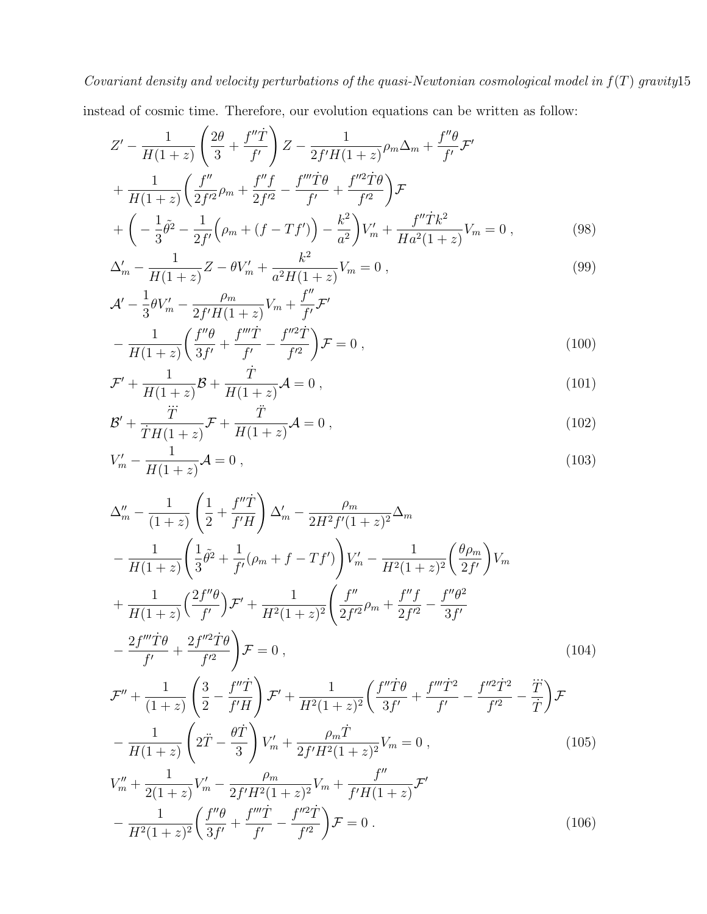instead of cosmic time. Therefore, our evolution equations can be written as follow:

$$
\begin{aligned}
&Z' - \frac{1}{H(1+z)}\left(\frac{2\theta}{3} + \frac{f''\dot{T}}{f'}\right)Z - \frac{1}{2f'H(1+z)}\rho_m\Delta_m + \frac{f''\theta}{f'}\mathcal{F}' \\
&+ \frac{1}{H(1+z)}\Big(\frac{f''}{2f'^2}\rho_m + \frac{f''f}{2f'^2} - \frac{f'''\dot{T}\theta}{f'} + \frac{f''^2\dot{T}\theta}{f'^2}\Big)\mathcal{F} \\
&+ \Big(-\frac{1}{3}\tilde{\theta}^2 - \frac{1}{2f'}\Big(\rho_m + (f - Tf')\Big) - \frac{k^2}{a^2}\Big)V_m' + \frac{f''\dot{T}k^2}{Ha^2(1+z)}V_m = 0\ ,
\end{aligned}
\tag{98}
$$

$$
\Delta_m' - \frac{1}{H(1+z)}Z - \theta V_m' + \frac{k^2}{a^2H(1+z)}V_m = 0\ , \tag{99}
$$

$$
\begin{aligned}
&\mathcal{A}' - \frac{1}{3}\theta V_m' - \frac{\rho_m}{2f'H(1+z)}V_m + \frac{f''}{f'}\mathcal{F}' \\
&- \frac{1}{H(1+z)}\Big(\frac{f''\theta}{3f'} + \frac{f'''\dot{T}}{f'} - \frac{f''^2\dot{T}}{f'^2}\Big)\mathcal{F} = 0\ ,
\end{aligned}
\tag{100}
$$

$$
\mathcal{F}' + \frac{1}{H(1+z)}\mathcal{B} + \frac{\dot{T}}{H(1+z)}\mathcal{A} = 0\ , \tag{101}
$$

$$
\mathcal{B}' + \frac{\dddot{T}}{\dot{T}H(1+z)}\mathcal{F} + \frac{\ddot{T}}{H(1+z)}\mathcal{A} = 0\ , \tag{102}
$$

$$
V_m' - \frac{1}{H(1+z)}\mathcal{A} = 0\ , \tag{103}
$$

$$
\begin{aligned}
&\Delta_m'' - \frac{1}{(1+z)}\left(\frac{1}{2} + \frac{f''\dot{T}}{f'H}\right)\Delta_m' - \frac{\rho_m}{2H^2f'(1+z)^2}\Delta_m \\
&- \frac{1}{H(1+z)}\left(\frac{1}{3}\tilde{\theta}^2 + \frac{1}{f'}(\rho_m + f - Tf')\right)V_m' - \frac{1}{H^2(1+z)^2}\Big(\frac{\theta\rho_m}{2f'}\Big)V_m \\
&+ \frac{1}{H(1+z)}\Big(\frac{2f''\theta}{f'}\Big)\mathcal{F}' + \frac{1}{H^2(1+z)^2}\left(\frac{f''}{2f'^2}\rho_m + \frac{f''f}{2f'^2} - \frac{f''\theta^2}{3f'}\right. \\
&\left. - \frac{2f'''\dot{T}\theta}{f'} + \frac{2f''^2\dot{T}\theta}{f'^2}\right)\mathcal{F} = 0\ ,
\end{aligned}
\tag{104}
$$

$$
\begin{aligned}
&\mathcal{F}'' + \frac{1}{(1+z)}\left(\frac{3}{2} - \frac{f''\dot{T}}{f'H}\right)\mathcal{F}' + \frac{1}{H^2(1+z)^2}\Big(\frac{f''\dot{T}\theta}{3f'} + \frac{f'''\dot{T}^2}{f'} - \frac{f''^2\dot{T}^2}{f'^2} - \frac{\dddot{T}}{\dot{T}}\Big)\mathcal{F} \\
&- \frac{1}{H(1+z)}\left(2\ddot{T} - \frac{\theta\dot{T}}{3}\right)V_m' + \frac{\rho_m\dot{T}}{2f'H^2(1+z)^2}V_m = 0\ ,
\end{aligned}
\tag{105}
$$

$$
\begin{aligned}
&V_m'' + \frac{1}{2(1+z)}V_m' - \frac{\rho_m}{2f'H^2(1+z)^2}V_m + \frac{f''}{f'H(1+z)}\mathcal{F}' \\
&- \frac{1}{H^2(1+z)^2}\Big(\frac{f''\theta}{3f'} + \frac{f'''\dot{T}}{f'} - \frac{f''^2\dot{T}}{f'^2}\Big)\mathcal{F} = 0\ .
\end{aligned}
\tag{106}
$$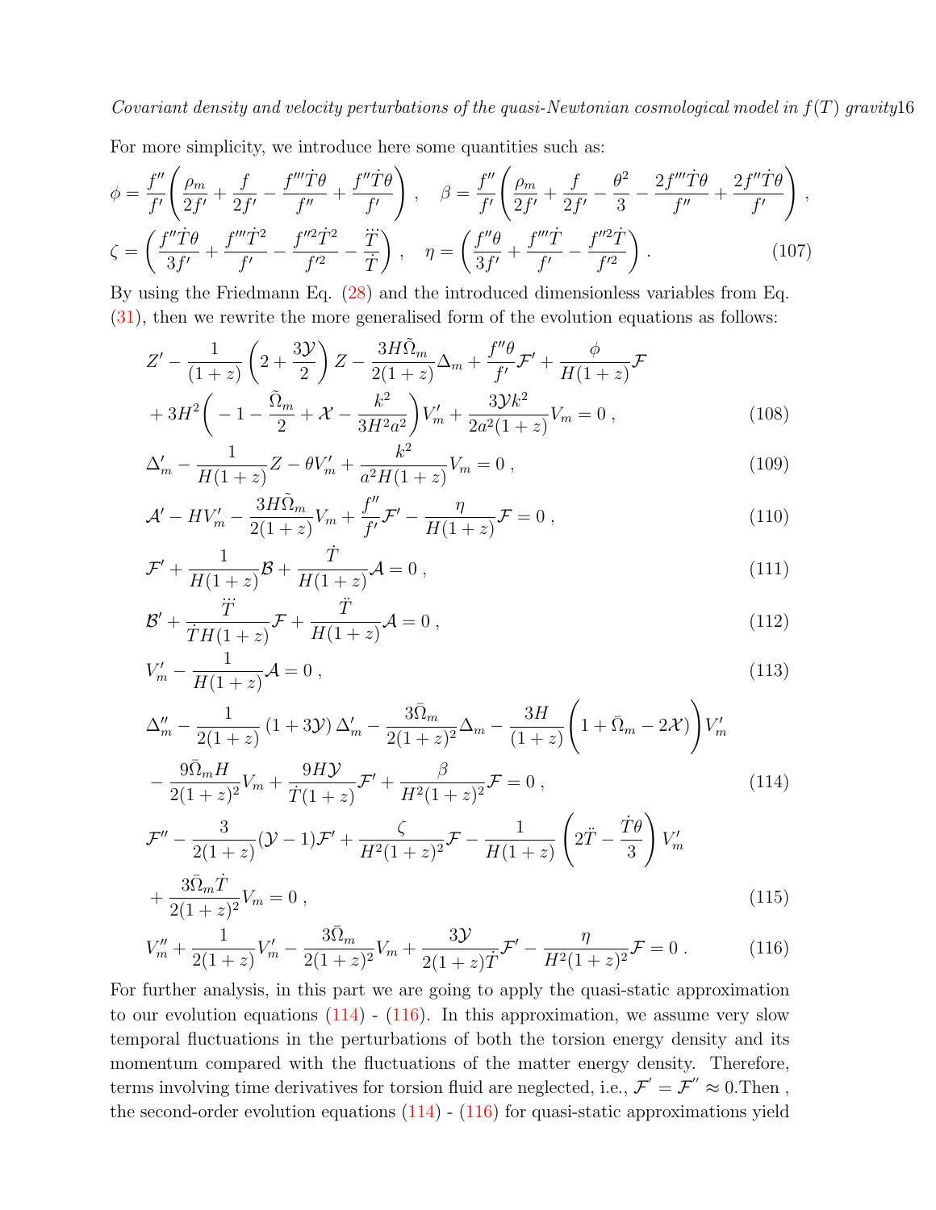For more simplicity, we introduce here some quantities such as:

$$\phi=\frac{f''}{f'}\Bigg(\frac{\rho_m}{2f'}+\frac{f}{2f'}-\frac{f'''\dot{T}\theta}{f''}+\frac{f''\dot{T}\theta}{f'}\Bigg)\,,\quad \beta=\frac{f''}{f'}\Bigg(\frac{\rho_m}{2f'}+\frac{f}{2f'}-\frac{\theta^2}{3}-\frac{2f'''\dot{T}\theta}{f''}+\frac{2f''\dot{T}\theta}{f'}\Bigg)\,,$$

$$\zeta=\Bigg(\frac{f''\dot{T}\theta}{3f'}+\frac{f'''\dot{T}^2}{f'}-\frac{f''^2\dot{T}^2}{f'^2}-\frac{\dddot{T}}{\dot{T}}\Bigg)\,,\quad \eta=\Bigg(\frac{f''\theta}{3f'}+\frac{f'''\dot{T}}{f'}-\frac{f''^2\dot{T}}{f'^2}\Bigg)\,. \tag{107}$$

By using the Friedmann Eq. (28) and the introduced dimensionless variables from Eq. (31), then we rewrite the more generalised form of the evolution equations as follows:

$$Z'-\frac{1}{(1+z)}\left(2+\frac{3\mathcal{Y}}{2}\right)Z-\frac{3H\tilde{\Omega}_m}{2(1+z)}\Delta_m+\frac{f''\theta}{f'}\mathcal{F}'+\frac{\phi}{H(1+z)}\mathcal{F}$$
$$+3H^2\Bigg(-1-\frac{\tilde{\Omega}_m}{2}+\mathcal{X}-\frac{k^2}{3H^2a^2}\Bigg)V_m'+\frac{3\mathcal{Y}k^2}{2a^2(1+z)}V_m=0\,, \tag{108}$$

$$\Delta_m'-\frac{1}{H(1+z)}Z-\theta V_m'+\frac{k^2}{a^2H(1+z)}V_m=0\,, \tag{109}$$

$$\mathcal{A}'-HV_m'-\frac{3H\tilde{\Omega}_m}{2(1+z)}V_m+\frac{f''}{f'}\mathcal{F}'-\frac{\eta}{H(1+z)}\mathcal{F}=0\,, \tag{110}$$

$$\mathcal{F}'+\frac{1}{H(1+z)}\mathcal{B}+\frac{\dot{T}}{H(1+z)}\mathcal{A}=0\,, \tag{111}$$

$$\mathcal{B}'+\frac{\dddot{T}}{\dot{T}H(1+z)}\mathcal{F}+\frac{\ddot{T}}{H(1+z)}\mathcal{A}=0\,, \tag{112}$$

$$V_m'-\frac{1}{H(1+z)}\mathcal{A}=0\,, \tag{113}$$

$$\Delta_m''-\frac{1}{2(1+z)}\left(1+3\mathcal{Y}\right)\Delta_m'-\frac{3\bar{\Omega}_m}{2(1+z)^2}\Delta_m-\frac{3H}{(1+z)}\Bigg(1+\bar{\Omega}_m-2\mathcal{X}\Bigg)V_m'$$
$$-\frac{9\bar{\Omega}_mH}{2(1+z)^2}V_m+\frac{9H\mathcal{Y}}{\dot{T}(1+z)}\mathcal{F}'+\frac{\beta}{H^2(1+z)^2}\mathcal{F}=0\,, \tag{114}$$

$$\mathcal{F}''-\frac{3}{2(1+z)}(\mathcal{Y}-1)\mathcal{F}'+\frac{\zeta}{H^2(1+z)^2}\mathcal{F}-\frac{1}{H(1+z)}\left(2\ddot{T}-\frac{\dot{T}\theta}{3}\right)V_m'$$
$$+\frac{3\bar{\Omega}_m\dot{T}}{2(1+z)^2}V_m=0\,, \tag{115}$$

$$V_m''+\frac{1}{2(1+z)}V_m'-\frac{3\bar{\Omega}_m}{2(1+z)^2}V_m+\frac{3\mathcal{Y}}{2(1+z)\dot{T}}\mathcal{F}'-\frac{\eta}{H^2(1+z)^2}\mathcal{F}=0\,. \tag{116}$$

For further analysis, in this part we are going to apply the quasi-static approximation to our evolution equations (114) - (116). In this approximation, we assume very slow temporal fluctuations in the perturbations of both the torsion energy density and its momentum compared with the fluctuations of the matter energy density. Therefore, terms involving time derivatives for torsion fluid are neglected, i.e., $\mathcal{F}^{'}=\mathcal{F}^{''}\approx 0$.Then , the second-order evolution equations (114) - (116) for quasi-static approximations yield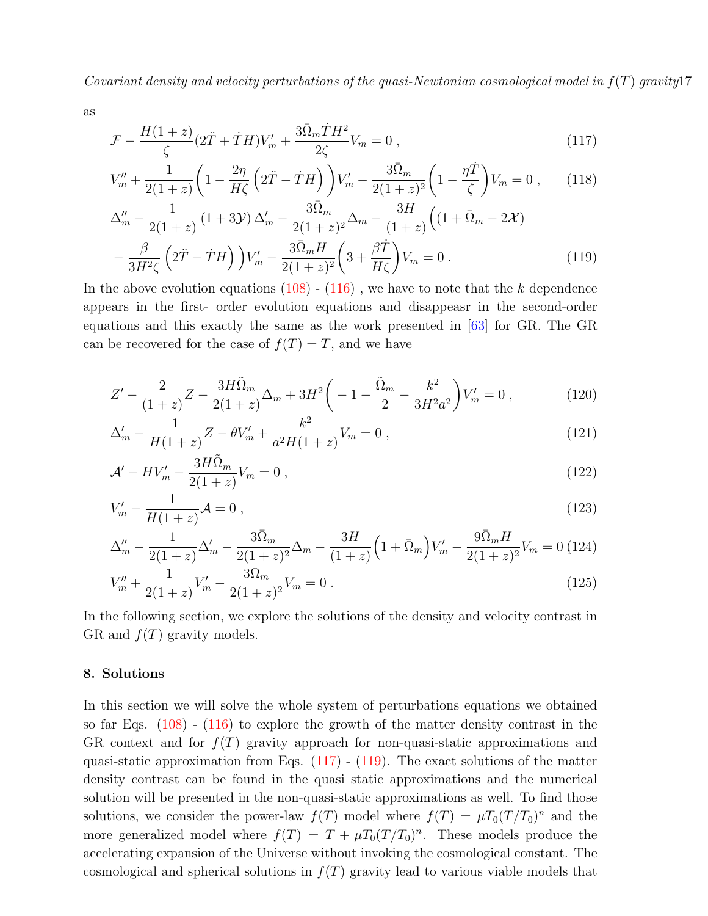as

$$\mathcal{F} - \frac{H(1+z)}{\zeta}(2\ddot{T} + \dot{T}H)V_m' + \frac{3\bar{\Omega}_m\dot{T}H^2}{2\zeta}V_m = 0\;, \tag{117}$$

$$V_m'' + \frac{1}{2(1+z)}\bigg(1 - \frac{2\eta}{H\zeta}\left(2\ddot{T} - \dot{T}H\right)\bigg)V_m' - \frac{3\bar{\Omega}_m}{2(1+z)^2}\bigg(1 - \frac{\eta\dot{T}}{\zeta}\bigg)V_m = 0\;, \tag{118}$$

$$\Delta_m'' - \frac{1}{2(1+z)}\left(1+3\mathcal{Y}\right)\Delta_m' - \frac{3\bar{\Omega}_m}{2(1+z)^2}\Delta_m - \frac{3H}{(1+z)}\bigg((1+\bar{\Omega}_m - 2\mathcal{X}) - \frac{\beta}{3H^2\zeta}\left(2\ddot{T} - \dot{T}H\right)\bigg)V_m' - \frac{3\bar{\Omega}_m H}{2(1+z)^2}\bigg(3 + \frac{\beta\dot{T}}{H\zeta}\bigg)V_m = 0\;. \tag{119}$$

In the above evolution equations (108) - (116) , we have to note that the $k$ dependence appears in the first- order evolution equations and disappeasr in the second-order equations and this exactly the same as the work presented in [63] for GR. The GR can be recovered for the case of $f(T) = T$, and we have

$$Z' - \frac{2}{(1+z)}Z - \frac{3H\tilde{\Omega}_m}{2(1+z)}\Delta_m + 3H^2\bigg(-1 - \frac{\tilde{\Omega}_m}{2} - \frac{k^2}{3H^2a^2}\bigg)V_m' = 0\;, \tag{120}$$

$$\Delta_m' - \frac{1}{H(1+z)}Z - \theta V_m' + \frac{k^2}{a^2H(1+z)}V_m = 0\;, \tag{121}$$

$$\mathcal{A}' - HV_m' - \frac{3H\tilde{\Omega}_m}{2(1+z)}V_m = 0\;, \tag{122}$$

$$V_m' - \frac{1}{H(1+z)}\mathcal{A} = 0\;, \tag{123}$$

$$\Delta_m'' - \frac{1}{2(1+z)}\Delta_m' - \frac{3\bar{\Omega}_m}{2(1+z)^2}\Delta_m - \frac{3H}{(1+z)}\Big(1+\bar{\Omega}_m\Big)V_m' - \frac{9\bar{\Omega}_m H}{2(1+z)^2}V_m = 0 \tag{124}$$

$$V_m'' + \frac{1}{2(1+z)}V_m' - \frac{3\Omega_m}{2(1+z)^2}V_m = 0\;. \tag{125}$$

In the following section, we explore the solutions of the density and velocity contrast in GR and $f(T)$ gravity models.

## 8. Solutions

In this section we will solve the whole system of perturbations equations we obtained so far Eqs. (108) - (116) to explore the growth of the matter density contrast in the GR context and for $f(T)$ gravity approach for non-quasi-static approximations and quasi-static approximation from Eqs. (117) - (119). The exact solutions of the matter density contrast can be found in the quasi static approximations and the numerical solution will be presented in the non-quasi-static approximations as well. To find those solutions, we consider the power-law $f(T)$ model where $f(T) = \mu T_0(T/T_0)^n$ and the more generalized model where $f(T) = T + \mu T_0(T/T_0)^n$. These models produce the accelerating expansion of the Universe without invoking the cosmological constant. The cosmological and spherical solutions in $f(T)$ gravity lead to various viable models that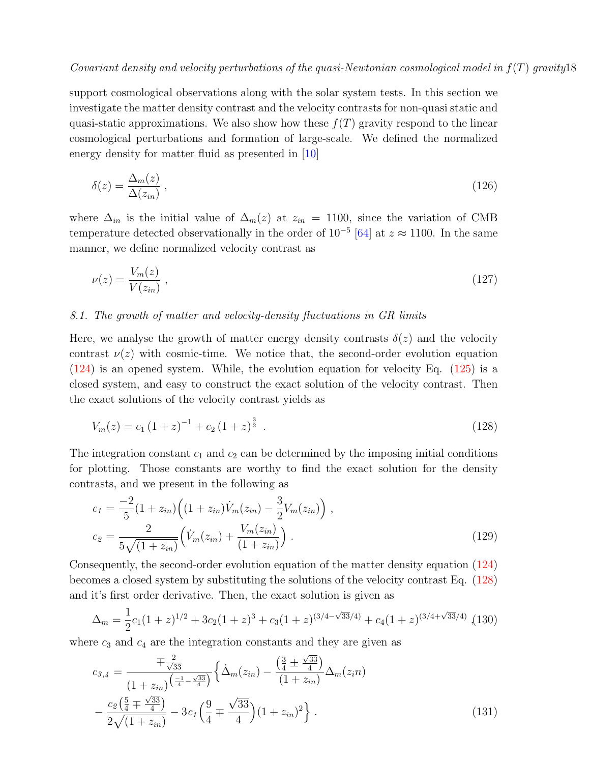support cosmological observations along with the solar system tests. In this section we investigate the matter density contrast and the velocity contrasts for non-quasi static and quasi-static approximations. We also show how these $f(T)$ gravity respond to the linear cosmological perturbations and formation of large-scale. We defined the normalized energy density for matter fluid as presented in [10]

$$
\delta(z) = \frac{\Delta_m(z)}{\Delta(z_{in})} , \tag{126}
$$

where $\Delta_{in}$ is the initial value of $\Delta_m(z)$ at $z_{in} = 1100$, since the variation of CMB temperature detected observationally in the order of $10^{-5}$ [64] at $z \approx 1100$. In the same manner, we define normalized velocity contrast as

$$
\nu(z) = \frac{V_m(z)}{V(z_{in})} , \tag{127}
$$

### 8.1. The growth of matter and velocity-density fluctuations in GR limits

Here, we analyse the growth of matter energy density contrasts $\delta(z)$ and the velocity contrast $\nu(z)$ with cosmic-time. We notice that, the second-order evolution equation (124) is an opened system. While, the evolution equation for velocity Eq. (125) is a closed system, and easy to construct the exact solution of the velocity contrast. Then the exact solutions of the velocity contrast yields as

$$
V_m(z) = c_1 (1+z)^{-1} + c_2 (1+z)^{\frac{3}{2}} . \tag{128}
$$

The integration constant $c_1$ and $c_2$ can be determined by the imposing initial conditions for plotting. Those constants are worthy to find the exact solution for the density contrasts, and we present in the following as

$$
\begin{aligned}
c_1 &= \frac{-2}{5}(1+z_{in})\Big((1+z_{in})\dot{V}_m(z_{in}) - \frac{3}{2}V_m(z_{in})\Big) , \\
c_2 &= \frac{2}{5\sqrt{(1+z_{in})}}\Big(\dot{V}_m(z_{in}) + \frac{V_m(z_{in})}{(1+z_{in})}\Big) .
\end{aligned} \tag{129}
$$

Consequently, the second-order evolution equation of the matter density equation (124) becomes a closed system by substituting the solutions of the velocity contrast Eq. (128) and it's first order derivative. Then, the exact solution is given as

$$
\Delta_m = \frac{1}{2}c_1(1+z)^{1/2} + 3c_2(1+z)^3 + c_3(1+z)^{(3/4-\sqrt{33}/4)} + c_4(1+z)^{(3/4+\sqrt{33}/4)} , \tag{130}
$$

where $c_3$ and $c_4$ are the integration constants and they are given as

$$
\begin{aligned}
c_{3,4} = &\frac{\mp\frac{2}{\sqrt{33}}}{(1+z_{in})^{\left(\frac{-1}{4}-\frac{\sqrt{33}}{4}\right)}}\Big\{\dot{\Delta}_m(z_{in}) - \frac{\left(\frac{3}{4}\pm\frac{\sqrt{33}}{4}\right)}{(1+z_{in})}\Delta_m(z_in) \\
&- \frac{c_2\left(\frac{5}{4}\mp\frac{\sqrt{33}}{4}\right)}{2\sqrt{(1+z_{in})}} - 3c_1\Big(\frac{9}{4}\mp\frac{\sqrt{33}}{4}\Big)(1+z_{in})^2\Big\} .
\end{aligned} \tag{131}
$$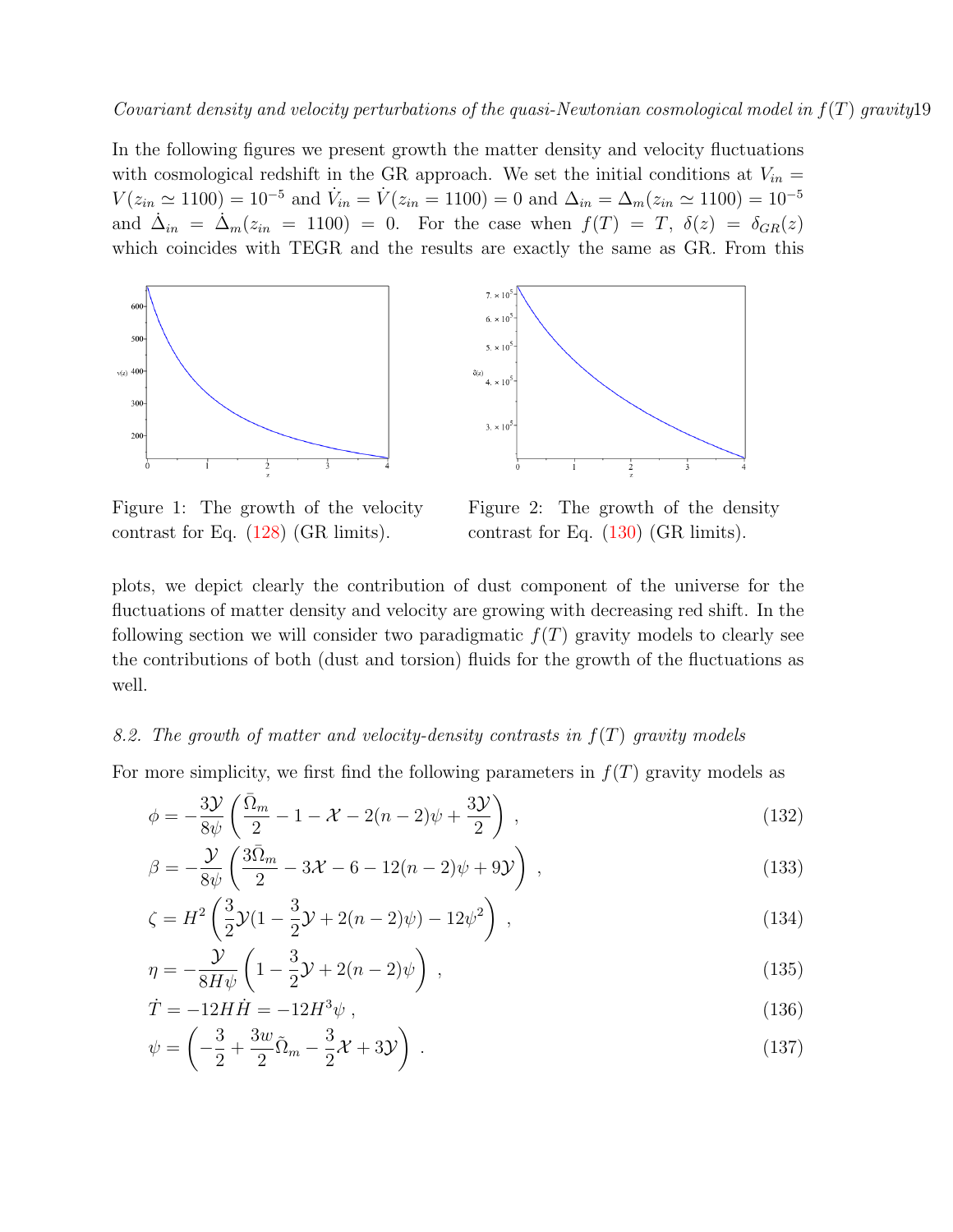In the following figures we present growth the matter density and velocity fluctuations with cosmological redshift in the GR approach. We set the initial conditions at $V_{in} = V(z_{in} \simeq 1100) = 10^{-5}$ and $\dot{V}_{in} = \dot{V}(z_{in} = 1100) = 0$ and $\Delta_{in} = \Delta_m(z_{in} \simeq 1100) = 10^{-5}$ and $\dot{\Delta}_{in} = \dot{\Delta}_m(z_{in} = 1100) = 0$. For the case when $f(T) = T$, $\delta(z) = \delta_{GR}(z)$ which coincides with TEGR and the results are exactly the same as GR. From this

Figure 1: The growth of the velocity contrast for Eq. (128) (GR limits).

Figure 2: The growth of the density contrast for Eq. (130) (GR limits).

plots, we depict clearly the contribution of dust component of the universe for the fluctuations of matter density and velocity are growing with decreasing red shift. In the following section we will consider two paradigmatic $f(T)$ gravity models to clearly see the contributions of both (dust and torsion) fluids for the growth of the fluctuations as well.

### *8.2. The growth of matter and velocity-density contrasts in $f(T)$ gravity models*

For more simplicity, we first find the following parameters in $f(T)$ gravity models as

$$\phi = -\frac{3\mathcal{Y}}{8\psi}\left(\frac{\bar{\Omega}_m}{2} - 1 - \mathcal{X} - 2(n-2)\psi + \frac{3\mathcal{Y}}{2}\right) , \tag{132}$$

$$\beta = -\frac{\mathcal{Y}}{8\psi}\left(\frac{3\bar{\Omega}_m}{2} - 3\mathcal{X} - 6 - 12(n-2)\psi + 9\mathcal{Y}\right) , \tag{133}$$

$$\zeta = H^2\left(\frac{3}{2}\mathcal{Y}(1 - \frac{3}{2}\mathcal{Y} + 2(n-2)\psi) - 12\psi^2\right) , \tag{134}$$

$$\eta = -\frac{\mathcal{Y}}{8H\psi}\left(1 - \frac{3}{2}\mathcal{Y} + 2(n-2)\psi\right) , \tag{135}$$

$$\dot{T} = -12H\dot{H} = -12H^3\psi , \tag{136}$$

$$\psi = \left(-\frac{3}{2} + \frac{3w}{2}\tilde{\Omega}_m - \frac{3}{2}\mathcal{X} + 3\mathcal{Y}\right) . \tag{137}$$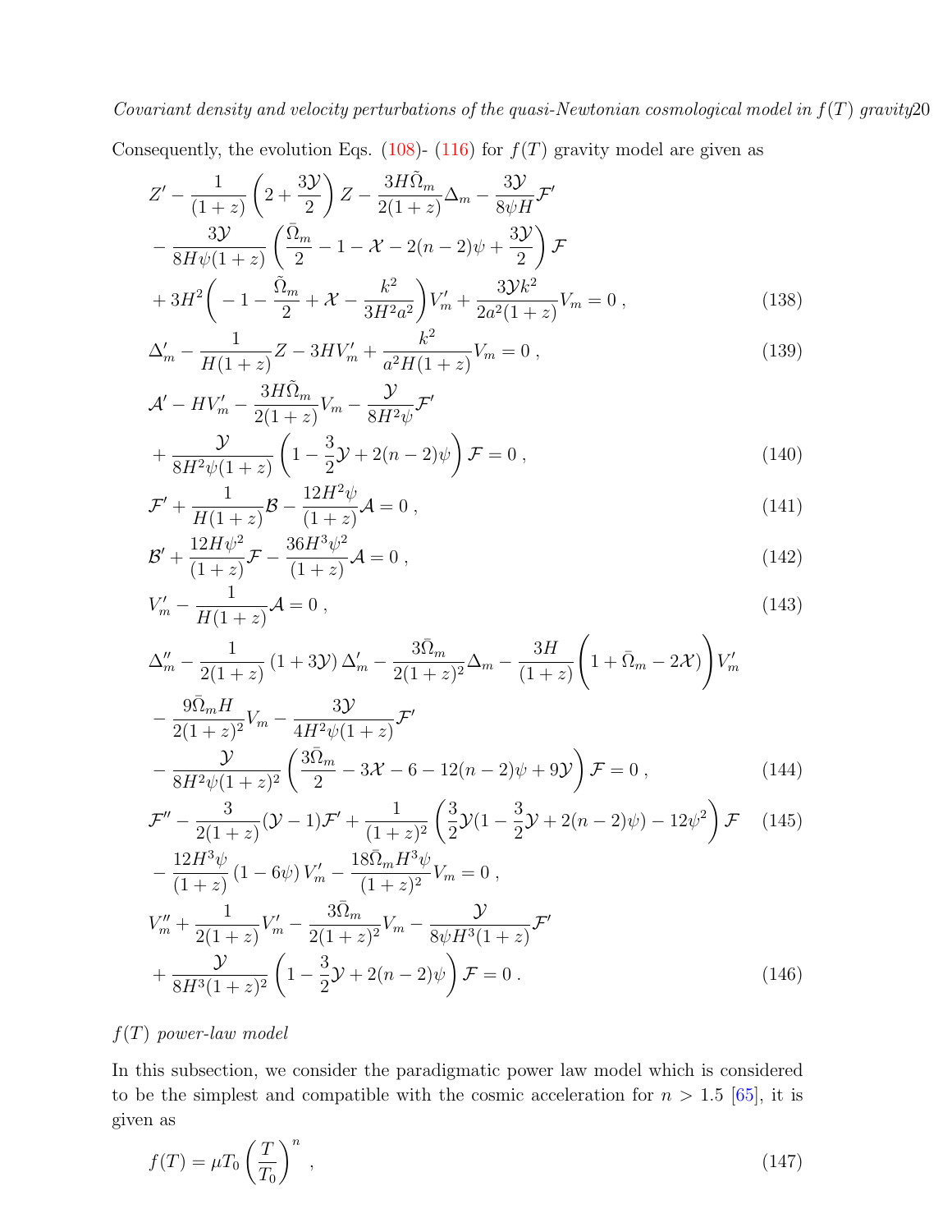Consequently, the evolution Eqs. (108)- (116) for $f(T)$ gravity model are given as

$$
\begin{aligned}
&Z' - \frac{1}{(1+z)}\left(2+\frac{3\mathcal{Y}}{2}\right)Z - \frac{3H\tilde{\Omega}_m}{2(1+z)}\Delta_m - \frac{3\mathcal{Y}}{8\psi H}\mathcal{F}' \\
&- \frac{3\mathcal{Y}}{8H\psi(1+z)}\left(\frac{\bar{\Omega}_m}{2} - 1 - \mathcal{X} - 2(n-2)\psi + \frac{3\mathcal{Y}}{2}\right)\mathcal{F} \\
&+ 3H^2\left(-1 - \frac{\tilde{\Omega}_m}{2} + \mathcal{X} - \frac{k^2}{3H^2a^2}\right)V_m' + \frac{3\mathcal{Y}k^2}{2a^2(1+z)}V_m = 0\ ,
\end{aligned} \tag{138}
$$

$$
\Delta_m' - \frac{1}{H(1+z)}Z - 3HV_m' + \frac{k^2}{a^2H(1+z)}V_m = 0\ , \tag{139}
$$

$$
\begin{aligned}
&\mathcal{A}' - HV_m' - \frac{3H\tilde{\Omega}_m}{2(1+z)}V_m - \frac{\mathcal{Y}}{8H^2\psi}\mathcal{F}' \\
&+ \frac{\mathcal{Y}}{8H^2\psi(1+z)}\left(1 - \frac{3}{2}\mathcal{Y} + 2(n-2)\psi\right)\mathcal{F} = 0\ ,
\end{aligned} \tag{140}
$$

$$
\mathcal{F}' + \frac{1}{H(1+z)}\mathcal{B} - \frac{12H^2\psi}{(1+z)}\mathcal{A} = 0\ , \tag{141}
$$

$$
\mathcal{B}' + \frac{12H\psi^2}{(1+z)}\mathcal{F} - \frac{36H^3\psi^2}{(1+z)}\mathcal{A} = 0\ , \tag{142}
$$

$$
V_m' - \frac{1}{H(1+z)}\mathcal{A} = 0\ , \tag{143}
$$

$$
\begin{aligned}
&\Delta_m'' - \frac{1}{2(1+z)}\left(1+3\mathcal{Y}\right)\Delta_m' - \frac{3\bar{\Omega}_m}{2(1+z)^2}\Delta_m - \frac{3H}{(1+z)}\left(1+\bar{\Omega}_m - 2\mathcal{X}\right)V_m' \\
&- \frac{9\bar{\Omega}_m H}{2(1+z)^2}V_m - \frac{3\mathcal{Y}}{4H^2\psi(1+z)}\mathcal{F}' \\
&- \frac{\mathcal{Y}}{8H^2\psi(1+z)^2}\left(\frac{3\bar{\Omega}_m}{2} - 3\mathcal{X} - 6 - 12(n-2)\psi + 9\mathcal{Y}\right)\mathcal{F} = 0\ ,
\end{aligned} \tag{144}
$$

$$
\begin{aligned}
&\mathcal{F}'' - \frac{3}{2(1+z)}(\mathcal{Y}-1)\mathcal{F}' + \frac{1}{(1+z)^2}\left(\frac{3}{2}\mathcal{Y}(1 - \frac{3}{2}\mathcal{Y} + 2(n-2)\psi) - 12\psi^2\right)\mathcal{F} \\
&- \frac{12H^3\psi}{(1+z)}\left(1-6\psi\right)V_m' - \frac{18\bar{\Omega}_m H^3\psi}{(1+z)^2}V_m = 0\ ,
\end{aligned} \tag{145}
$$

$$
\begin{aligned}
&V_m'' + \frac{1}{2(1+z)}V_m' - \frac{3\bar{\Omega}_m}{2(1+z)^2}V_m - \frac{\mathcal{Y}}{8\psi H^3(1+z)}\mathcal{F}' \\
&+ \frac{\mathcal{Y}}{8H^3(1+z)^2}\left(1 - \frac{3}{2}\mathcal{Y} + 2(n-2)\psi\right)\mathcal{F} = 0\ .
\end{aligned} \tag{146}
$$

*$f(T)$ power-law model*

In this subsection, we consider the paradigmatic power law model which is considered to be the simplest and compatible with the cosmic acceleration for $n > 1.5$ [65], it is given as

$$
f(T) = \mu T_0\left(\frac{T}{T_0}\right)^n\ , \tag{147}
$$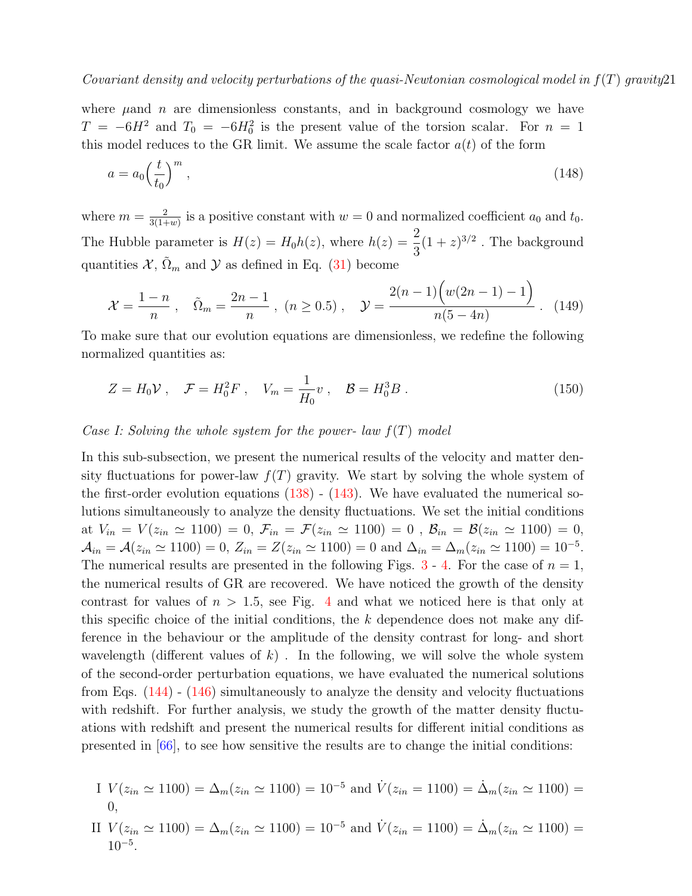where $\mu$and $n$ are dimensionless constants, and in background cosmology we have $T = -6H^2$ and $T_0 = -6H_0^2$ is the present value of the torsion scalar. For $n = 1$ this model reduces to the GR limit. We assume the scale factor $a(t)$ of the form

$$a = a_0\Big(\frac{t}{t_0}\Big)^m , \tag{148}$$

where $m = \frac{2}{3(1+w)}$ is a positive constant with $w = 0$ and normalized coefficient $a_0$ and $t_0$. The Hubble parameter is $H(z) = H_0 h(z)$, where $h(z) = \dfrac{2}{3}(1+z)^{3/2}$ . The background quantities $\mathcal{X}$, $\tilde{\Omega}_m$ and $\mathcal{Y}$ as defined in Eq. (31) become

$$\mathcal{X} = \frac{1-n}{n} , \quad \tilde{\Omega}_m = \frac{2n-1}{n} , \; (n \geq 0.5) , \quad \mathcal{Y} = \frac{2(n-1)\Big(w(2n-1)-1\Big)}{n(5-4n)} . \tag{149}$$

To make sure that our evolution equations are dimensionless, we redefine the following normalized quantities as:

$$Z = H_0\mathcal{V} , \quad \mathcal{F} = H_0^2 F , \quad V_m = \frac{1}{H_0} v , \quad \mathcal{B} = H_0^3 B . \tag{150}$$

*Case I: Solving the whole system for the power- law $f(T)$ model*

In this sub-subsection, we present the numerical results of the velocity and matter density fluctuations for power-law $f(T)$ gravity. We start by solving the whole system of the first-order evolution equations (138) - (143). We have evaluated the numerical solutions simultaneously to analyze the density fluctuations. We set the initial conditions at $V_{in} = V(z_{in} \simeq 1100) = 0$, $\mathcal{F}_{in} = \mathcal{F}(z_{in} \simeq 1100) = 0$ , $\mathcal{B}_{in} = \mathcal{B}(z_{in} \simeq 1100) = 0$, $\mathcal{A}_{in} = \mathcal{A}(z_{in} \simeq 1100) = 0$, $Z_{in} = Z(z_{in} \simeq 1100) = 0$ and $\Delta_{in} = \Delta_m(z_{in} \simeq 1100) = 10^{-5}$. The numerical results are presented in the following Figs. 3 - 4. For the case of $n = 1$, the numerical results of GR are recovered. We have noticed the growth of the density contrast for values of $n > 1.5$, see Fig. 4 and what we noticed here is that only at this specific choice of the initial conditions, the $k$ dependence does not make any difference in the behaviour or the amplitude of the density contrast for long- and short wavelength (different values of $k$) . In the following, we will solve the whole system of the second-order perturbation equations, we have evaluated the numerical solutions from Eqs. (144) - (146) simultaneously to analyze the density and velocity fluctuations with redshift. For further analysis, we study the growth of the matter density fluctuations with redshift and present the numerical results for different initial conditions as presented in [66], to see how sensitive the results are to change the initial conditions:

I $V(z_{in} \simeq 1100) = \Delta_m(z_{in} \simeq 1100) = 10^{-5}$ and $\dot{V}(z_{in} = 1100) = \dot{\Delta}_m(z_{in} \simeq 1100) = 0$,

II $V(z_{in} \simeq 1100) = \Delta_m(z_{in} \simeq 1100) = 10^{-5}$ and $\dot{V}(z_{in} = 1100) = \dot{\Delta}_m(z_{in} \simeq 1100) = 10^{-5}$.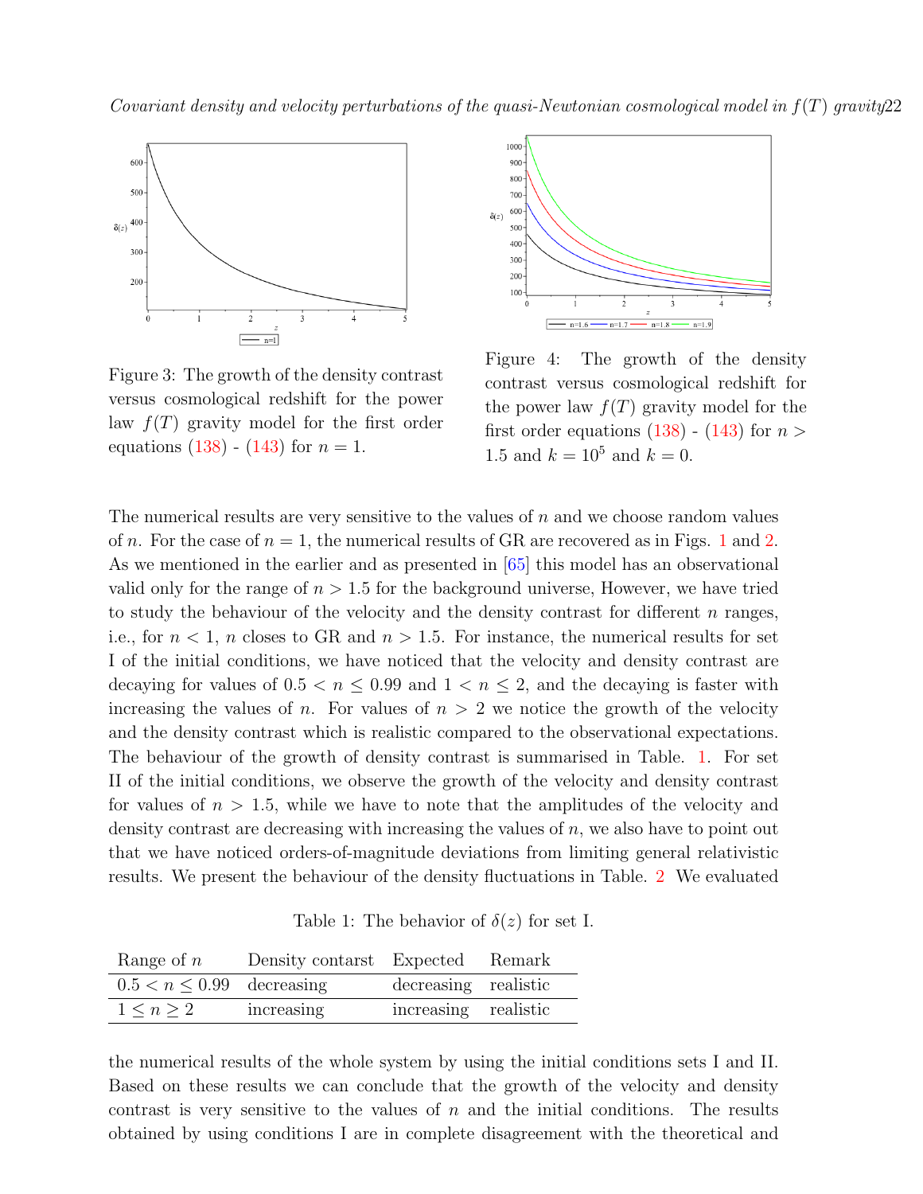Figure 3: The growth of the density contrast versus cosmological redshift for the power law $f(T)$ gravity model for the first order equations (138) - (143) for $n = 1$.

Figure 4: The growth of the density contrast versus cosmological redshift for the power law $f(T)$ gravity model for the first order equations (138) - (143) for $n > 1.5$ and $k = 10^5$ and $k = 0$.

The numerical results are very sensitive to the values of $n$ and we choose random values of $n$. For the case of $n = 1$, the numerical results of GR are recovered as in Figs. 1 and 2. As we mentioned in the earlier and as presented in [65] this model has an observational valid only for the range of $n > 1.5$ for the background universe, However, we have tried to study the behaviour of the velocity and the density contrast for different $n$ ranges, i.e., for $n < 1$, $n$ closes to GR and $n > 1.5$. For instance, the numerical results for set I of the initial conditions, we have noticed that the velocity and density contrast are decaying for values of $0.5 < n \leq 0.99$ and $1 < n \leq 2$, and the decaying is faster with increasing the values of $n$. For values of $n > 2$ we notice the growth of the velocity and the density contrast which is realistic compared to the observational expectations. The behaviour of the growth of density contrast is summarised in Table. 1. For set II of the initial conditions, we observe the growth of the velocity and density contrast for values of $n > 1.5$, while we have to note that the amplitudes of the velocity and density contrast are decreasing with increasing the values of $n$, we also have to point out that we have noticed orders-of-magnitude deviations from limiting general relativistic results. We present the behaviour of the density fluctuations in Table. 2 We evaluated

Table 1: The behavior of $\delta(z)$ for set I.

| Range of $n$ | Density contarst | Expected | Remark |
|---|---|---|---|
| $0.5 < n \leq 0.99$ | decreasing | decreasing | realistic |
| $1 \leq n \geq 2$ | increasing | increasing | realistic |

the numerical results of the whole system by using the initial conditions sets I and II. Based on these results we can conclude that the growth of the velocity and density contrast is very sensitive to the values of $n$ and the initial conditions. The results obtained by using conditions I are in complete disagreement with the theoretical and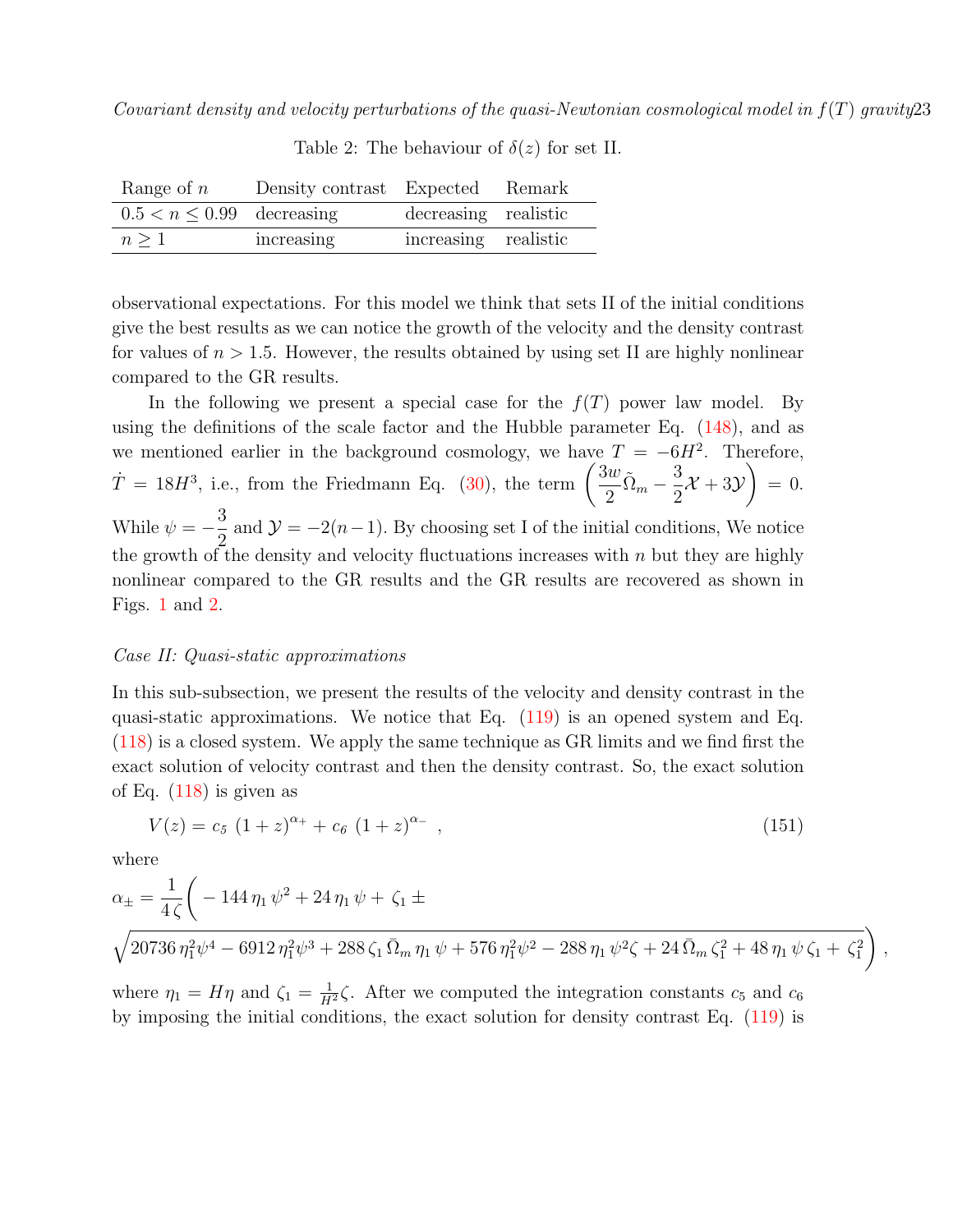Table 2: The behaviour of $\delta(z)$ for set II.

| Range of $n$ | Density contrast | Expected | Remark |
|---|---|---|---|
| $0.5 < n \leq 0.99$ | decreasing | decreasing | realistic |
| $n \geq 1$ | increasing | increasing | realistic |

observational expectations. For this model we think that sets II of the initial conditions give the best results as we can notice the growth of the velocity and the density contrast for values of $n > 1.5$. However, the results obtained by using set II are highly nonlinear compared to the GR results.

In the following we present a special case for the $f(T)$ power law model. By using the definitions of the scale factor and the Hubble parameter Eq. (148), and as we mentioned earlier in the background cosmology, we have $T = -6H^2$. Therefore, $\dot{T} = 18H^3$, i.e., from the Friedmann Eq. (30), the term $\left(\frac{3w}{2}\tilde{\Omega}_m - \frac{3}{2}\mathcal{X} + 3\mathcal{Y}\right) = 0$. While $\psi = -\frac{3}{2}$ and $\mathcal{Y} = -2(n-1)$. By choosing set I of the initial conditions, We notice the growth of the density and velocity fluctuations increases with $n$ but they are highly nonlinear compared to the GR results and the GR results are recovered as shown in Figs. 1 and 2.

*Case II: Quasi-static approximations*

In this sub-subsection, we present the results of the velocity and density contrast in the quasi-static approximations. We notice that Eq. (119) is an opened system and Eq. (118) is a closed system. We apply the same technique as GR limits and we find first the exact solution of velocity contrast and then the density contrast. So, the exact solution of Eq. (118) is given as

$$V(z) = c_5\,(1+z)^{\alpha_+} + c_6\,(1+z)^{\alpha_-}\;, \tag{151}$$

where

$$\alpha_\pm = \frac{1}{4\zeta}\Bigg(-144\,\eta_1\,\psi^2 + 24\,\eta_1\,\psi + \zeta_1 \pm \sqrt{20736\,\eta_1^2\psi^4 - 6912\,\eta_1^2\psi^3 + 288\,\zeta_1\,\bar{\Omega}_m\,\eta_1\,\psi + 576\,\eta_1^2\psi^2 - 288\,\eta_1\,\psi^2\zeta + 24\,\bar{\Omega}_m\,\zeta_1^2 + 48\,\eta_1\,\psi\,\zeta_1 + \zeta_1^2}\Bigg)\,,$$

where $\eta_1 = H\eta$ and $\zeta_1 = \frac{1}{H^2}\zeta$. After we computed the integration constants $c_5$ and $c_6$ by imposing the initial conditions, the exact solution for density contrast Eq. (119) is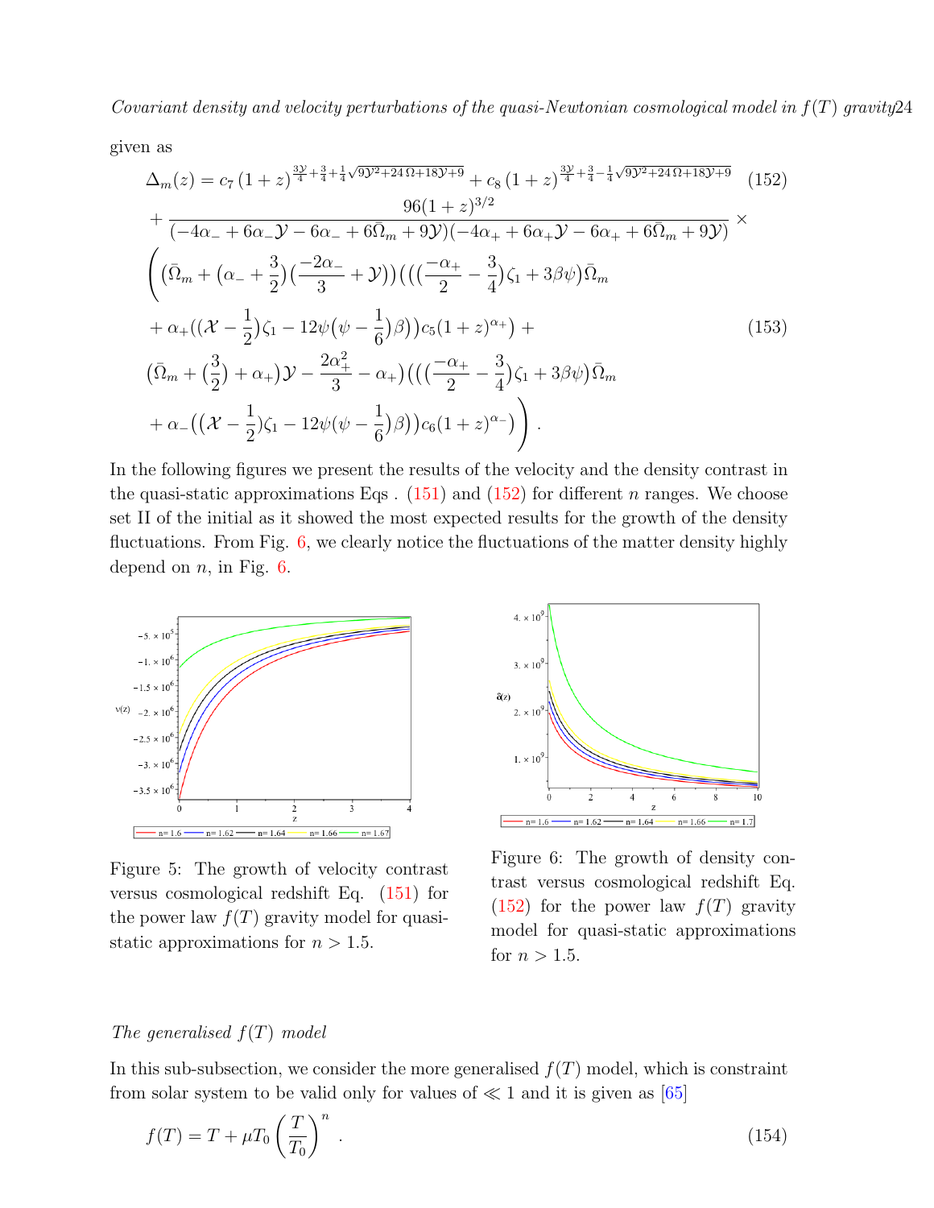given as

$$\Delta_m(z) = c_7\,(1+z)^{\frac{3\mathcal{Y}}{4}+\frac{3}{4}+\frac{1}{4}\sqrt{9\mathcal{Y}^2+24\,\Omega+18\mathcal{Y}+9}} + c_8\,(1+z)^{\frac{3\mathcal{Y}}{4}+\frac{3}{4}-\frac{1}{4}\sqrt{9\mathcal{Y}^2+24\,\Omega+18\mathcal{Y}+9}} \quad (152)$$

$$+ \frac{96(1+z)^{3/2}}{(-4\alpha_- + 6\alpha_-\mathcal{Y} - 6\alpha_- + 6\bar{\Omega}_m + 9\mathcal{Y})(-4\alpha_+ + 6\alpha_+\mathcal{Y} - 6\alpha_+ + 6\bar{\Omega}_m + 9\mathcal{Y})} \times$$

$$\Bigg( \big(\bar{\Omega}_m + \big(\alpha_- + \frac{3}{2}\big)\big(\frac{-2\alpha_-}{3} + \mathcal{Y}\big)\big)\big(\big(\big(\frac{-\alpha_+}{2} - \frac{3}{4}\big)\zeta_1 + 3\beta\psi\big)\bar{\Omega}_m$$

$$+ \alpha_+\big(\big(\mathcal{X} - \frac{1}{2}\big)\zeta_1 - 12\psi\big(\psi - \frac{1}{6}\big)\beta\big)\big)c_5(1+z)^{\alpha_+}\big) + \quad (153)$$

$$\big(\bar{\Omega}_m + \big(\frac{3}{2}\big) + \alpha_+\big)\mathcal{Y} - \frac{2\alpha_+^2}{3} - \alpha_+\big)\big(\big(\big(\frac{-\alpha_+}{2} - \frac{3}{4}\big)\zeta_1 + 3\beta\psi\big)\bar{\Omega}_m$$

$$+ \alpha_-\big(\big(\mathcal{X} - \frac{1}{2}\big)\zeta_1 - 12\psi\big(\psi - \frac{1}{6}\big)\beta\big)\big)c_6(1+z)^{\alpha_-}\big) \Bigg) .$$

In the following figures we present the results of the velocity and the density contrast in the quasi-static approximations Eqs . (151) and (152) for different $n$ ranges. We choose set II of the initial as it showed the most expected results for the growth of the density fluctuations. From Fig. 6, we clearly notice the fluctuations of the matter density highly depend on $n$, in Fig. 6.

Figure 5: The growth of velocity contrast versus cosmological redshift Eq. (151) for the power law $f(T)$ gravity model for quasi-static approximations for $n > 1.5$.

Figure 6: The growth of density contrast versus cosmological redshift Eq. (152) for the power law $f(T)$ gravity model for quasi-static approximations for $n > 1.5$.

*The generalised $f(T)$ model*

In this sub-subsection, we consider the more generalised $f(T)$ model, which is constraint from solar system to be valid only for values of $\ll 1$ and it is given as [65]

$$f(T) = T + \mu T_0 \left(\frac{T}{T_0}\right)^n \ . \quad (154)$$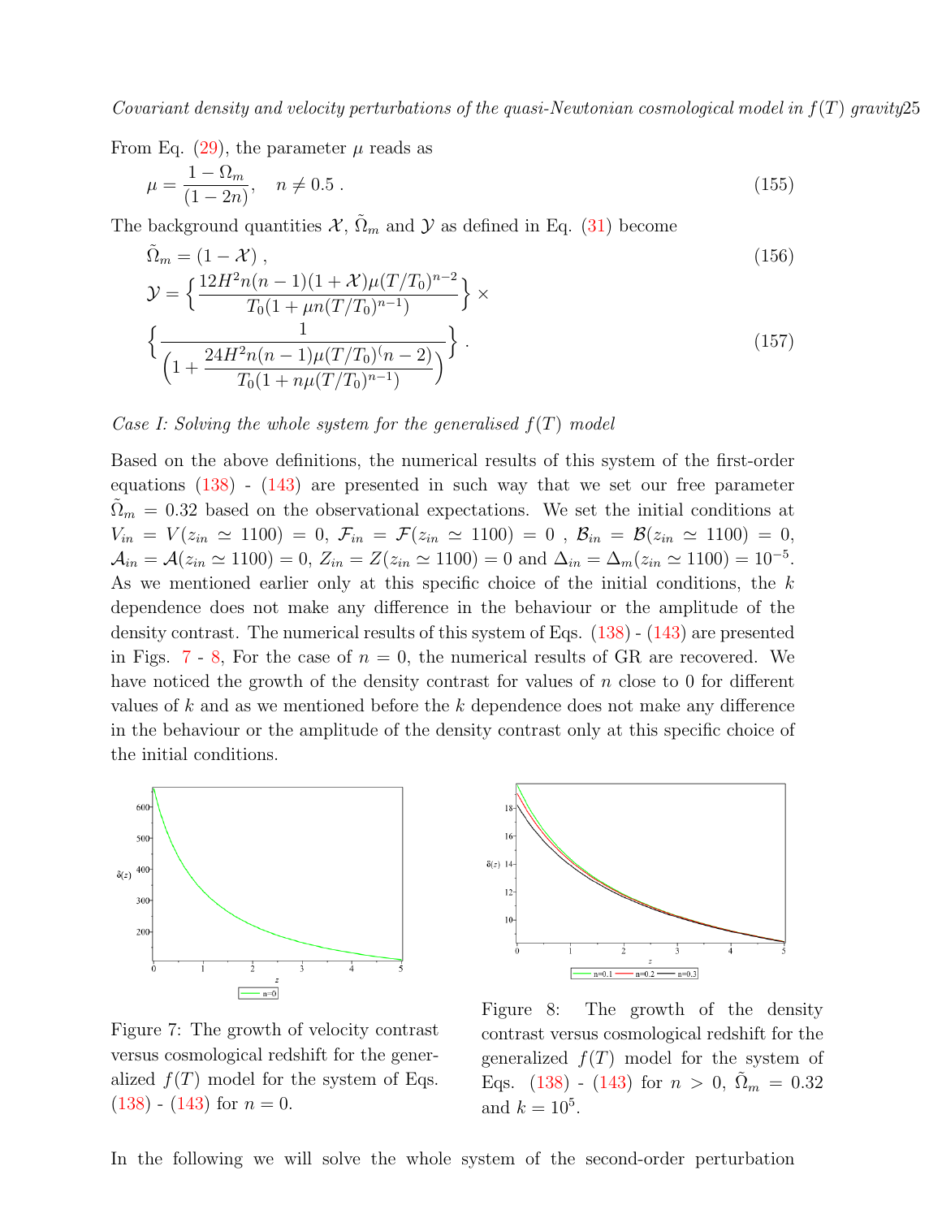From Eq. (29), the parameter $\mu$ reads as

$$\mu = \frac{1-\Omega_m}{(1-2n)}, \quad n \neq 0.5 \,. \tag{155}$$

The background quantities $\mathcal{X}$, $\tilde{\Omega}_m$ and $\mathcal{Y}$ as defined in Eq. (31) become

$$\tilde{\Omega}_m = (1-\mathcal{X})\,, \tag{156}$$

$$\mathcal{Y} = \Big\{\frac{12H^2 n(n-1)(1+\mathcal{X})\mu(T/T_0)^{n-2}}{T_0(1+\mu n(T/T_0)^{n-1})}\Big\} \times \Big\{\frac{1}{\Big(1+\dfrac{24H^2 n(n-1)\mu(T/T_0)^(n-2)}{T_0(1+n\mu(T/T_0)^{n-1})}\Big)}\Big\}\,. \tag{157}$$

*Case I: Solving the whole system for the generalised $f(T)$ model*

Based on the above definitions, the numerical results of this system of the first-order equations (138) - (143) are presented in such way that we set our free parameter $\tilde{\Omega}_m = 0.32$ based on the observational expectations. We set the initial conditions at $V_{in} = V(z_{in} \simeq 1100) = 0$, $\mathcal{F}_{in} = \mathcal{F}(z_{in} \simeq 1100) = 0$ , $\mathcal{B}_{in} = \mathcal{B}(z_{in} \simeq 1100) = 0$, $\mathcal{A}_{in} = \mathcal{A}(z_{in} \simeq 1100) = 0$, $Z_{in} = Z(z_{in} \simeq 1100) = 0$ and $\Delta_{in} = \Delta_m(z_{in} \simeq 1100) = 10^{-5}$. As we mentioned earlier only at this specific choice of the initial conditions, the $k$ dependence does not make any difference in the behaviour or the amplitude of the density contrast. The numerical results of this system of Eqs. (138) - (143) are presented in Figs. 7 - 8, For the case of $n = 0$, the numerical results of GR are recovered. We have noticed the growth of the density contrast for values of $n$ close to 0 for different values of $k$ and as we mentioned before the $k$ dependence does not make any difference in the behaviour or the amplitude of the density contrast only at this specific choice of the initial conditions.

Figure 7: The growth of velocity contrast versus cosmological redshift for the generalized $f(T)$ model for the system of Eqs. (138) - (143) for $n = 0$.

Figure 8: The growth of the density contrast versus cosmological redshift for the generalized $f(T)$ model for the system of Eqs. (138) - (143) for $n > 0$, $\tilde{\Omega}_m = 0.32$ and $k = 10^5$.

In the following we will solve the whole system of the second-order perturbation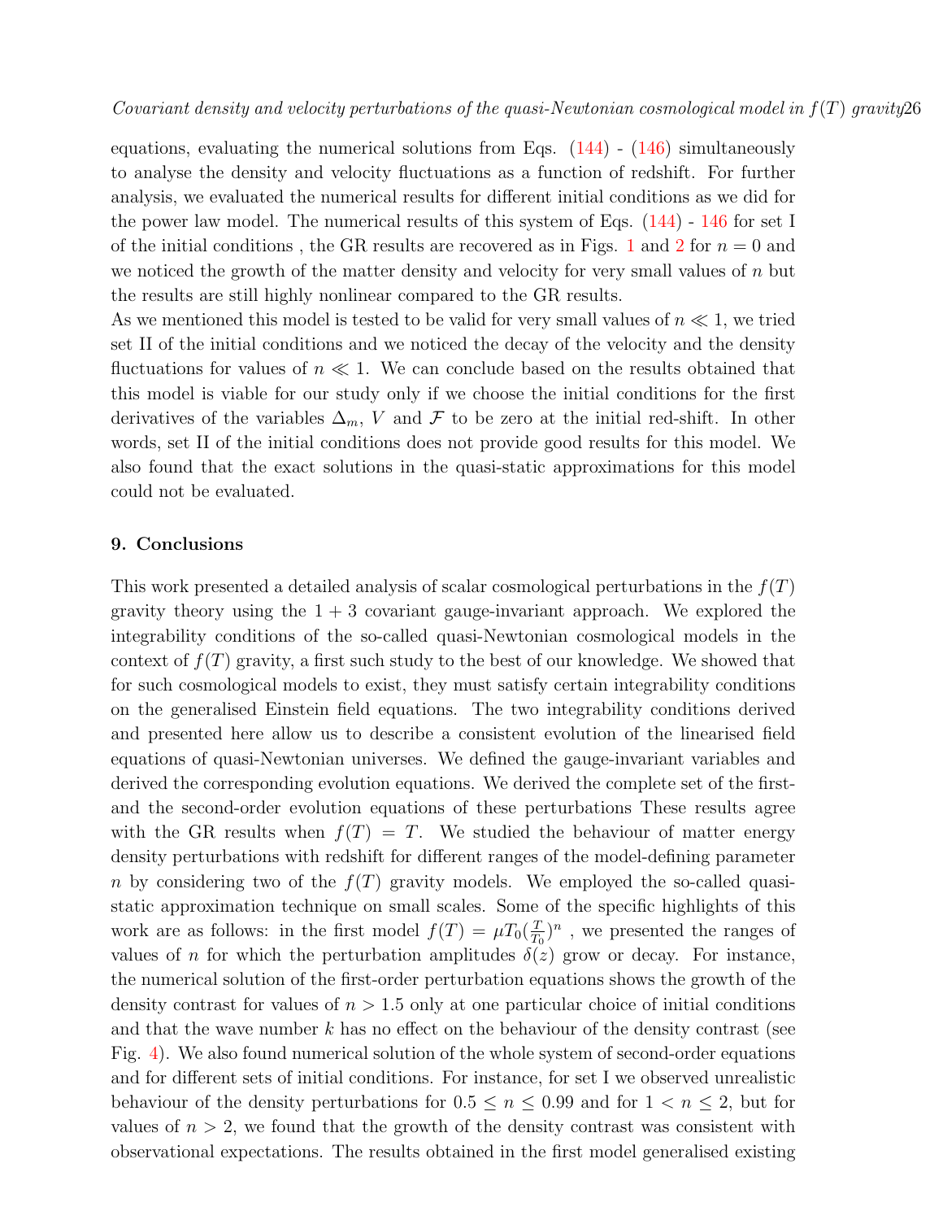equations, evaluating the numerical solutions from Eqs. (144) - (146) simultaneously to analyse the density and velocity fluctuations as a function of redshift. For further analysis, we evaluated the numerical results for different initial conditions as we did for the power law model. The numerical results of this system of Eqs. (144) - 146 for set I of the initial conditions , the GR results are recovered as in Figs. 1 and 2 for $n = 0$ and we noticed the growth of the matter density and velocity for very small values of $n$ but the results are still highly nonlinear compared to the GR results.
As we mentioned this model is tested to be valid for very small values of $n \ll 1$, we tried set II of the initial conditions and we noticed the decay of the velocity and the density fluctuations for values of $n \ll 1$. We can conclude based on the results obtained that this model is viable for our study only if we choose the initial conditions for the first derivatives of the variables $\Delta_m$, $V$ and $\mathcal{F}$ to be zero at the initial red-shift. In other words, set II of the initial conditions does not provide good results for this model. We also found that the exact solutions in the quasi-static approximations for this model could not be evaluated.

## 9. Conclusions

This work presented a detailed analysis of scalar cosmological perturbations in the $f(T)$ gravity theory using the $1+3$ covariant gauge-invariant approach. We explored the integrability conditions of the so-called quasi-Newtonian cosmological models in the context of $f(T)$ gravity, a first such study to the best of our knowledge. We showed that for such cosmological models to exist, they must satisfy certain integrability conditions on the generalised Einstein field equations. The two integrability conditions derived and presented here allow us to describe a consistent evolution of the linearised field equations of quasi-Newtonian universes. We defined the gauge-invariant variables and derived the corresponding evolution equations. We derived the complete set of the first- and the second-order evolution equations of these perturbations These results agree with the GR results when $f(T) = T$. We studied the behaviour of matter energy density perturbations with redshift for different ranges of the model-defining parameter $n$ by considering two of the $f(T)$ gravity models. We employed the so-called quasi-static approximation technique on small scales. Some of the specific highlights of this work are as follows: in the first model $f(T) = \mu T_0(\frac{T}{T_0})^n$ , we presented the ranges of values of $n$ for which the perturbation amplitudes $\delta(z)$ grow or decay. For instance, the numerical solution of the first-order perturbation equations shows the growth of the density contrast for values of $n > 1.5$ only at one particular choice of initial conditions and that the wave number $k$ has no effect on the behaviour of the density contrast (see Fig. 4). We also found numerical solution of the whole system of second-order equations and for different sets of initial conditions. For instance, for set I we observed unrealistic behaviour of the density perturbations for $0.5 \leq n \leq 0.99$ and for $1 < n \leq 2$, but for values of $n > 2$, we found that the growth of the density contrast was consistent with observational expectations. The results obtained in the first model generalised existing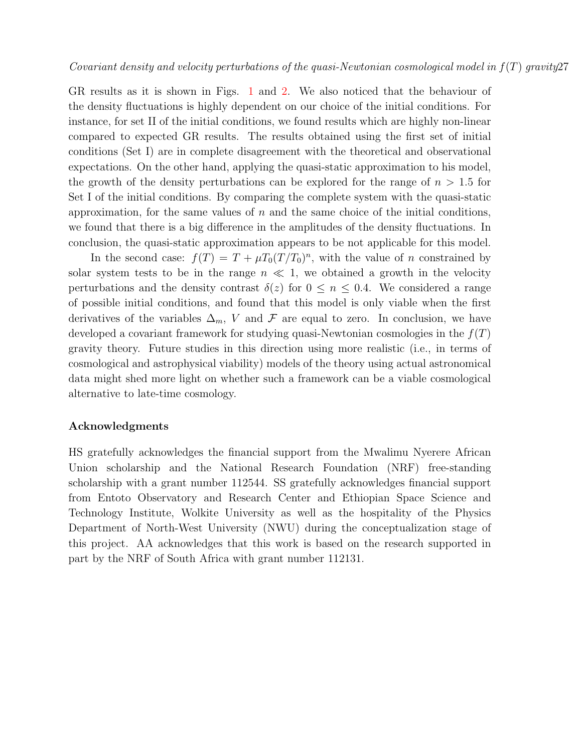GR results as it is shown in Figs. 1 and 2. We also noticed that the behaviour of the density fluctuations is highly dependent on our choice of the initial conditions. For instance, for set II of the initial conditions, we found results which are highly non-linear compared to expected GR results. The results obtained using the first set of initial conditions (Set I) are in complete disagreement with the theoretical and observational expectations. On the other hand, applying the quasi-static approximation to his model, the growth of the density perturbations can be explored for the range of $n > 1.5$ for Set I of the initial conditions. By comparing the complete system with the quasi-static approximation, for the same values of $n$ and the same choice of the initial conditions, we found that there is a big difference in the amplitudes of the density fluctuations. In conclusion, the quasi-static approximation appears to be not applicable for this model.

In the second case: $f(T) = T + \mu T_0 (T/T_0)^n$, with the value of $n$ constrained by solar system tests to be in the range $n \ll 1$, we obtained a growth in the velocity perturbations and the density contrast $\delta(z)$ for $0 \leq n \leq 0.4$. We considered a range of possible initial conditions, and found that this model is only viable when the first derivatives of the variables $\Delta_m$, $V$ and $\mathcal{F}$ are equal to zero. In conclusion, we have developed a covariant framework for studying quasi-Newtonian cosmologies in the $f(T)$ gravity theory. Future studies in this direction using more realistic (i.e., in terms of cosmological and astrophysical viability) models of the theory using actual astronomical data might shed more light on whether such a framework can be a viable cosmological alternative to late-time cosmology.

## Acknowledgments

HS gratefully acknowledges the financial support from the Mwalimu Nyerere African Union scholarship and the National Research Foundation (NRF) free-standing scholarship with a grant number 112544. SS gratefully acknowledges financial support from Entoto Observatory and Research Center and Ethiopian Space Science and Technology Institute, Wolkite University as well as the hospitality of the Physics Department of North-West University (NWU) during the conceptualization stage of this project. AA acknowledges that this work is based on the research supported in part by the NRF of South Africa with grant number 112131.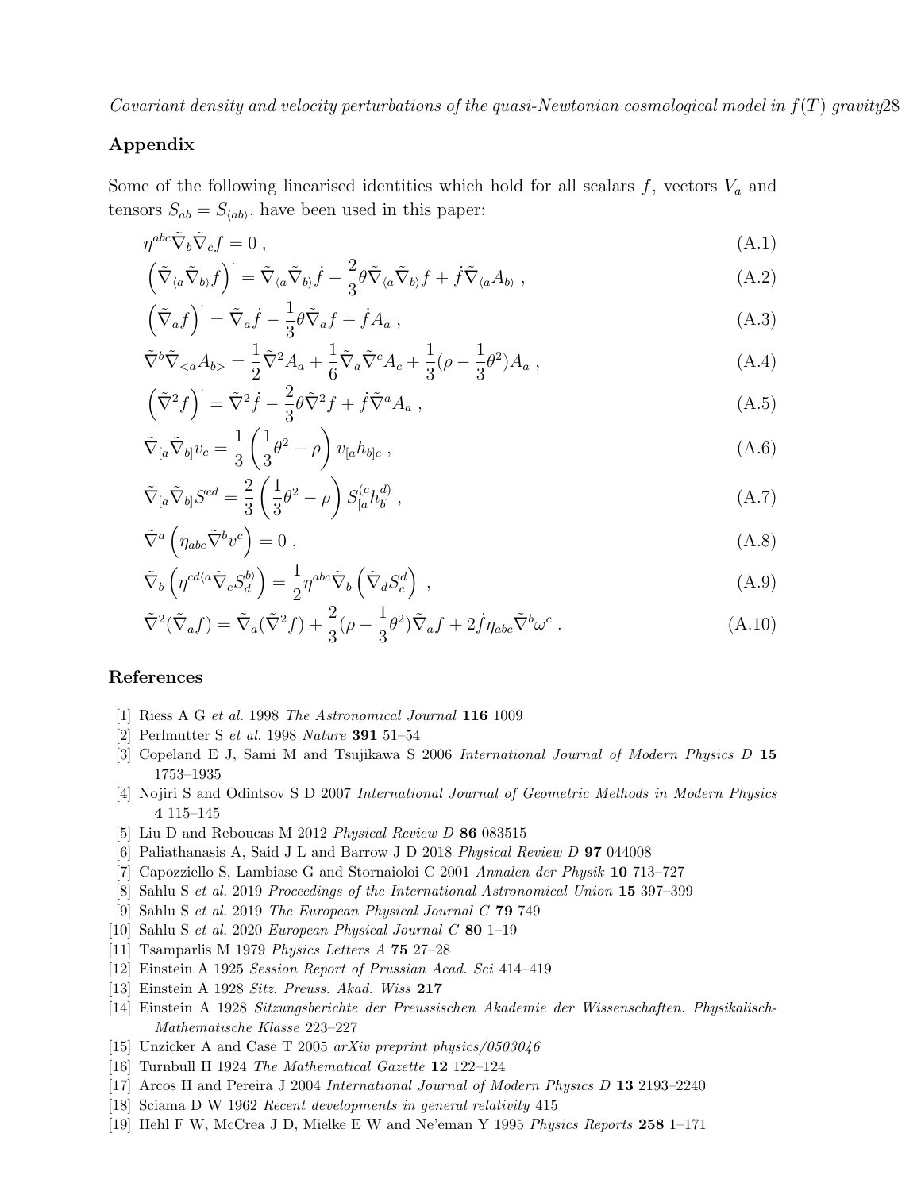## Appendix

Some of the following linearised identities which hold for all scalars $f$, vectors $V_a$ and tensors $S_{ab} = S_{\langle ab \rangle}$, have been used in this paper:

$$\eta^{abc}\tilde{\nabla}_b\tilde{\nabla}_c f = 0 \;, \tag{A.1}$$

$$\left(\tilde{\nabla}_{\langle a}\tilde{\nabla}_{b\rangle} f\right)^{\cdot} = \tilde{\nabla}_{\langle a}\tilde{\nabla}_{b\rangle}\dot{f} - \frac{2}{3}\theta\tilde{\nabla}_{\langle a}\tilde{\nabla}_{b\rangle} f + \dot{f}\tilde{\nabla}_{\langle a}A_{b\rangle} \;, \tag{A.2}$$

$$\left(\tilde{\nabla}_a f\right)^{\cdot} = \tilde{\nabla}_a\dot{f} - \frac{1}{3}\theta\tilde{\nabla}_a f + \dot{f}A_a \;, \tag{A.3}$$

$$\tilde{\nabla}^b\tilde{\nabla}_{<a}A_{b>} = \frac{1}{2}\tilde{\nabla}^2 A_a + \frac{1}{6}\tilde{\nabla}_a\tilde{\nabla}^c A_c + \frac{1}{3}(\rho - \frac{1}{3}\theta^2)A_a \;, \tag{A.4}$$

$$\left(\tilde{\nabla}^2 f\right)^{\cdot} = \tilde{\nabla}^2\dot{f} - \frac{2}{3}\theta\tilde{\nabla}^2 f + \dot{f}\tilde{\nabla}^a A_a \;, \tag{A.5}$$

$$\tilde{\nabla}_{[a}\tilde{\nabla}_{b]}v_c = \frac{1}{3}\left(\frac{1}{3}\theta^2 - \rho\right)v_{[a}h_{b]c} \;, \tag{A.6}$$

$$\tilde{\nabla}_{[a}\tilde{\nabla}_{b]}S^{cd} = \frac{2}{3}\left(\frac{1}{3}\theta^2 - \rho\right)S^{(c}_{[a}h^{d)}_{b]} \;, \tag{A.7}$$

$$\tilde{\nabla}^a\left(\eta_{abc}\tilde{\nabla}^b v^c\right) = 0 \;, \tag{A.8}$$

$$\tilde{\nabla}_b\left(\eta^{cd\langle a}\tilde{\nabla}_c S^{b\rangle}_d\right) = \frac{1}{2}\eta^{abc}\tilde{\nabla}_b\left(\tilde{\nabla}_d S^d_c\right) \;, \tag{A.9}$$

$$\tilde{\nabla}^2(\tilde{\nabla}_a f) = \tilde{\nabla}_a(\tilde{\nabla}^2 f) + \frac{2}{3}(\rho - \frac{1}{3}\theta^2)\tilde{\nabla}_a f + 2\dot{f}\eta_{abc}\tilde{\nabla}^b\omega^c \;. \tag{A.10}$$

## References

[1] Riess A G *et al.* 1998 *The Astronomical Journal* **116** 1009

[2] Perlmutter S *et al.* 1998 *Nature* **391** 51–54

[3] Copeland E J, Sami M and Tsujikawa S 2006 *International Journal of Modern Physics D* **15** 1753–1935

[4] Nojiri S and Odintsov S D 2007 *International Journal of Geometric Methods in Modern Physics* **4** 115–145

[5] Liu D and Reboucas M 2012 *Physical Review D* **86** 083515

[6] Paliathanasis A, Said J L and Barrow J D 2018 *Physical Review D* **97** 044008

[7] Capozziello S, Lambiase G and Stornaioloi C 2001 *Annalen der Physik* **10** 713–727

[8] Sahlu S *et al.* 2019 *Proceedings of the International Astronomical Union* **15** 397–399

[9] Sahlu S *et al.* 2019 *The European Physical Journal C* **79** 749

[10] Sahlu S *et al.* 2020 *European Physical Journal C* **80** 1–19

[11] Tsamparlis M 1979 *Physics Letters A* **75** 27–28

[12] Einstein A 1925 *Session Report of Prussian Acad. Sci* 414–419

[13] Einstein A 1928 *Sitz. Preuss. Akad. Wiss* **217**

[14] Einstein A 1928 *Sitzungsberichte der Preussischen Akademie der Wissenschaften. Physikalisch-Mathematische Klasse* 223–227

[15] Unzicker A and Case T 2005 *arXiv preprint physics/0503046*

[16] Turnbull H 1924 *The Mathematical Gazette* **12** 122–124

[17] Arcos H and Pereira J 2004 *International Journal of Modern Physics D* **13** 2193–2240

[18] Sciama D W 1962 *Recent developments in general relativity* 415

[19] Hehl F W, McCrea J D, Mielke E W and Ne'eman Y 1995 *Physics Reports* **258** 1–171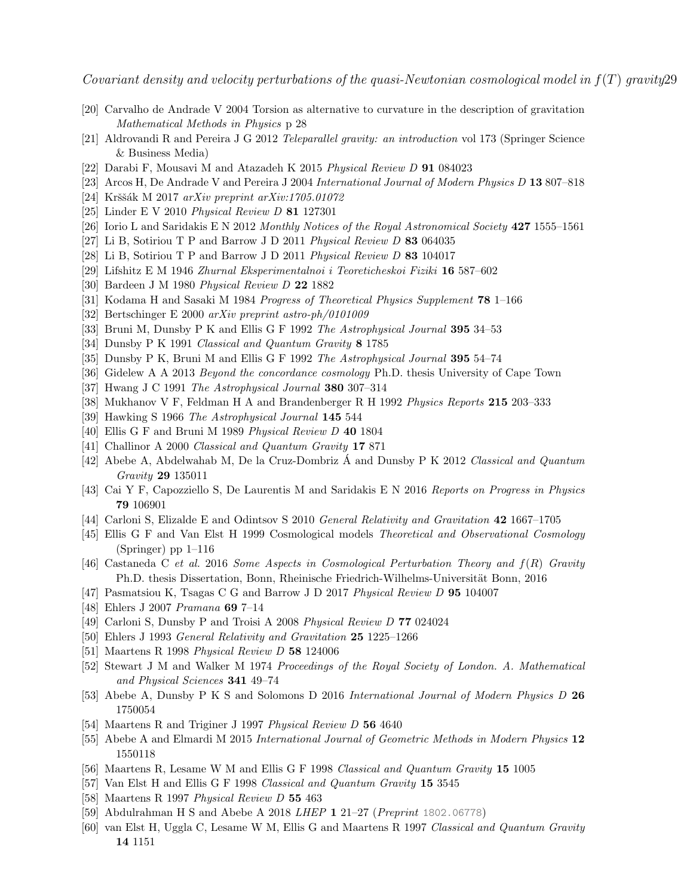[20] Carvalho de Andrade V 2004 Torsion as alternative to curvature in the description of gravitation *Mathematical Methods in Physics* p 28

[21] Aldrovandi R and Pereira J G 2012 *Teleparallel gravity: an introduction* vol 173 (Springer Science & Business Media)

[22] Darabi F, Mousavi M and Atazadeh K 2015 *Physical Review D* **91** 084023

[23] Arcos H, De Andrade V and Pereira J 2004 *International Journal of Modern Physics D* **13** 807–818

[24] Krššák M 2017 *arXiv preprint arXiv:1705.01072*

[25] Linder E V 2010 *Physical Review D* **81** 127301

[26] Iorio L and Saridakis E N 2012 *Monthly Notices of the Royal Astronomical Society* **427** 1555–1561

[27] Li B, Sotiriou T P and Barrow J D 2011 *Physical Review D* **83** 064035

[28] Li B, Sotiriou T P and Barrow J D 2011 *Physical Review D* **83** 104017

[29] Lifshitz E M 1946 *Zhurnal Eksperimentalnoi i Teoreticheskoi Fiziki* **16** 587–602

[30] Bardeen J M 1980 *Physical Review D* **22** 1882

[31] Kodama H and Sasaki M 1984 *Progress of Theoretical Physics Supplement* **78** 1–166

[32] Bertschinger E 2000 *arXiv preprint astro-ph/0101009*

[33] Bruni M, Dunsby P K and Ellis G F 1992 *The Astrophysical Journal* **395** 34–53

[34] Dunsby P K 1991 *Classical and Quantum Gravity* **8** 1785

[35] Dunsby P K, Bruni M and Ellis G F 1992 *The Astrophysical Journal* **395** 54–74

[36] Gidelew A A 2013 *Beyond the concordance cosmology* Ph.D. thesis University of Cape Town

[37] Hwang J C 1991 *The Astrophysical Journal* **380** 307–314

[38] Mukhanov V F, Feldman H A and Brandenberger R H 1992 *Physics Reports* **215** 203–333

[39] Hawking S 1966 *The Astrophysical Journal* **145** 544

[40] Ellis G F and Bruni M 1989 *Physical Review D* **40** 1804

[41] Challinor A 2000 *Classical and Quantum Gravity* **17** 871

[42] Abebe A, Abdelwahab M, De la Cruz-Dombriz Á and Dunsby P K 2012 *Classical and Quantum Gravity* **29** 135011

[43] Cai Y F, Capozziello S, De Laurentis M and Saridakis E N 2016 *Reports on Progress in Physics* **79** 106901

[44] Carloni S, Elizalde E and Odintsov S 2010 *General Relativity and Gravitation* **42** 1667–1705

[45] Ellis G F and Van Elst H 1999 Cosmological models *Theoretical and Observational Cosmology* (Springer) pp 1–116

[46] Castaneda C *et al.* 2016 *Some Aspects in Cosmological Perturbation Theory and $f(R)$ Gravity* Ph.D. thesis Dissertation, Bonn, Rheinische Friedrich-Wilhelms-Universität Bonn, 2016

[47] Pasmatsiou K, Tsagas C G and Barrow J D 2017 *Physical Review D* **95** 104007

[48] Ehlers J 2007 *Pramana* **69** 7–14

[49] Carloni S, Dunsby P and Troisi A 2008 *Physical Review D* **77** 024024

[50] Ehlers J 1993 *General Relativity and Gravitation* **25** 1225–1266

[51] Maartens R 1998 *Physical Review D* **58** 124006

[52] Stewart J M and Walker M 1974 *Proceedings of the Royal Society of London. A. Mathematical and Physical Sciences* **341** 49–74

[53] Abebe A, Dunsby P K S and Solomons D 2016 *International Journal of Modern Physics D* **26** 1750054

[54] Maartens R and Triginer J 1997 *Physical Review D* **56** 4640

[55] Abebe A and Elmardi M 2015 *International Journal of Geometric Methods in Modern Physics* **12** 1550118

[56] Maartens R, Lesame W M and Ellis G F 1998 *Classical and Quantum Gravity* **15** 1005

[57] Van Elst H and Ellis G F 1998 *Classical and Quantum Gravity* **15** 3545

[58] Maartens R 1997 *Physical Review D* **55** 463

[59] Abdulrahman H S and Abebe A 2018 *LHEP* **1** 21–27 (*Preprint* 1802.06778)

[60] van Elst H, Uggla C, Lesame W M, Ellis G and Maartens R 1997 *Classical and Quantum Gravity* **14** 1151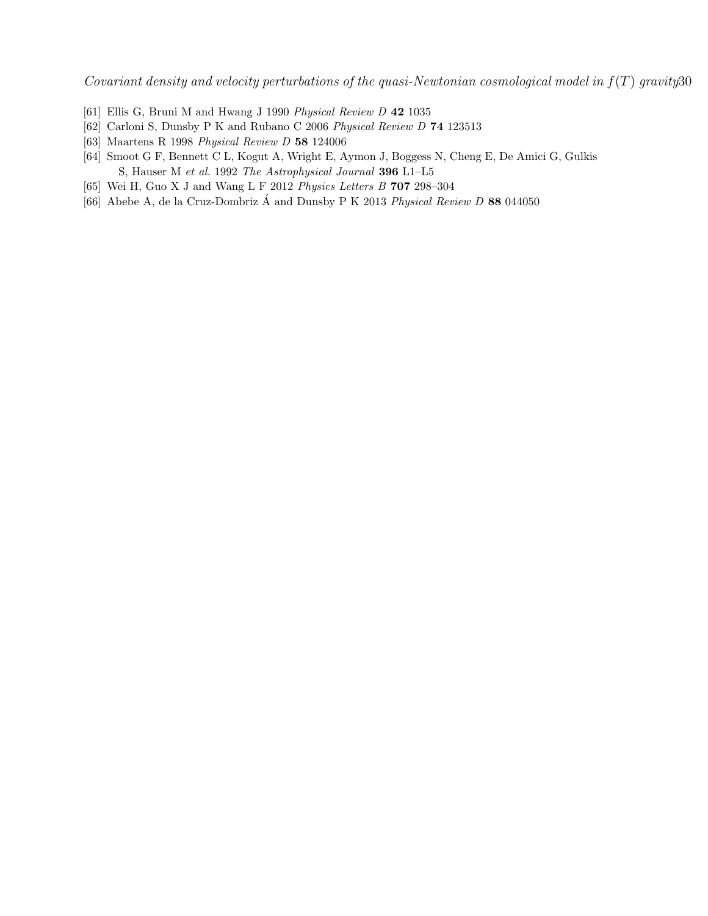[61] Ellis G, Bruni M and Hwang J 1990 *Physical Review D* **42** 1035

[62] Carloni S, Dunsby P K and Rubano C 2006 *Physical Review D* **74** 123513

[63] Maartens R 1998 *Physical Review D* **58** 124006

[64] Smoot G F, Bennett C L, Kogut A, Wright E, Aymon J, Boggess N, Cheng E, De Amici G, Gulkis S, Hauser M *et al.* 1992 *The Astrophysical Journal* **396** L1–L5

[65] Wei H, Guo X J and Wang L F 2012 *Physics Letters B* **707** 298–304

[66] Abebe A, de la Cruz-Dombriz Á and Dunsby P K 2013 *Physical Review D* **88** 044050